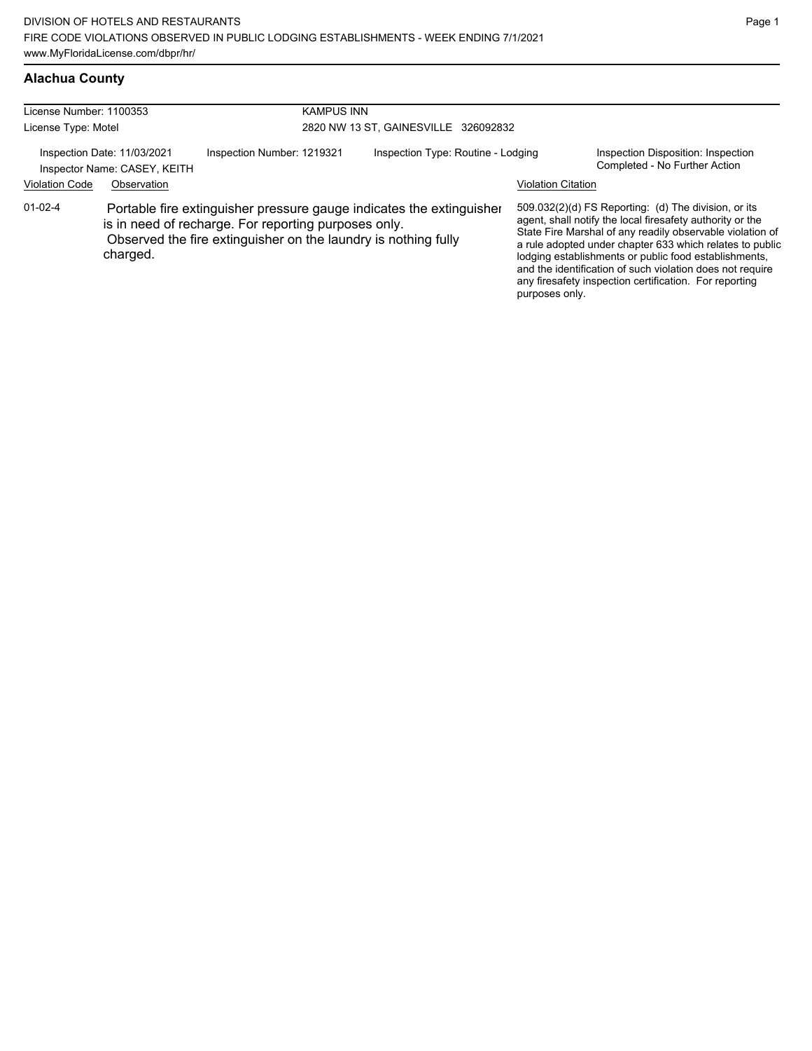## Alachua County

| License Number: 1100353 | KAMPUS INN |
|---|---|
| License Type: Motel | 2820 NW 13 ST, GAINESVILLE 326092832 |

Inspection Date: 11/03/2021
Inspector Name: CASEY, KEITH
Inspection Number: 1219321
Inspection Type: Routine - Lodging
Inspection Disposition: Inspection Completed - No Further Action

| Violation Code | Observation | Violation Citation |
|---|---|---|
| 01-02-4 | Portable fire extinguisher pressure gauge indicates the extinguisher is in need of recharge. For reporting purposes only. Observed the fire extinguisher on the laundry is nothing fully charged. | 509.032(2)(d) FS Reporting: (d) The division, or its agent, shall notify the local firesafety authority or the State Fire Marshal of any readily observable violation of a rule adopted under chapter 633 which relates to public lodging establishments or public food establishments, and the identification of such violation does not require any firesafety inspection certification. For reporting purposes only. |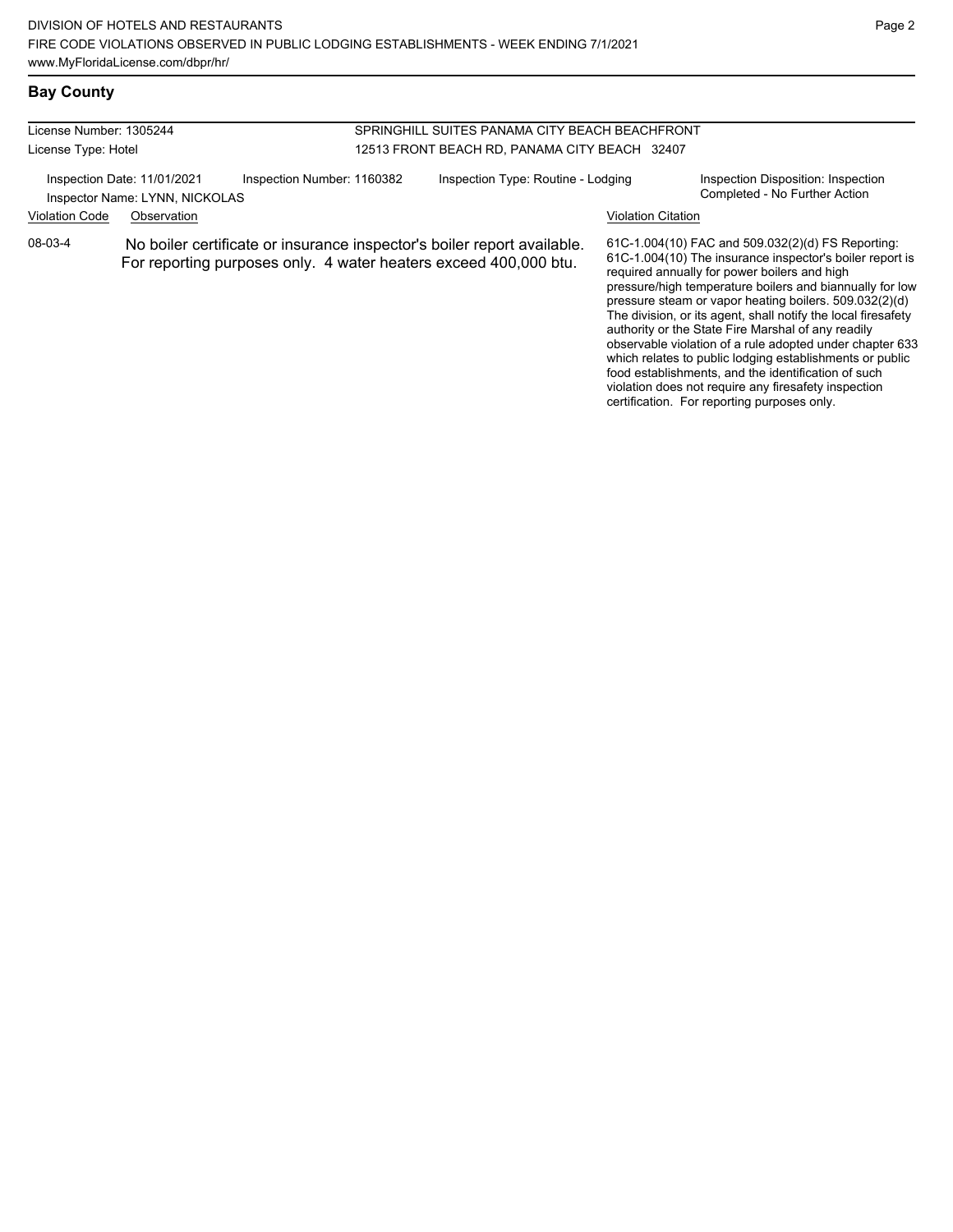## Bay County

License Number: 1305244
License Type: Hotel

SPRINGHILL SUITES PANAMA CITY BEACH BEACHFRONT
12513 FRONT BEACH RD, PANAMA CITY BEACH 32407

Inspection Date: 11/01/2021
Inspector Name: LYNN, NICKOLAS
Inspection Number: 1160382
Inspection Type: Routine - Lodging
Inspection Disposition: Inspection Completed - No Further Action

| Violation Code | Observation | Violation Citation |
| --- | --- | --- |
| 08-03-4 | No boiler certificate or insurance inspector's boiler report available. For reporting purposes only. 4 water heaters exceed 400,000 btu. | 61C-1.004(10) FAC and 509.032(2)(d) FS Reporting: 61C-1.004(10) The insurance inspector's boiler report is required annually for power boilers and high pressure/high temperature boilers and biannually for low pressure steam or vapor heating boilers. 509.032(2)(d) The division, or its agent, shall notify the local firesafety authority or the State Fire Marshal of any readily observable violation of a rule adopted under chapter 633 which relates to public lodging establishments or public food establishments, and the identification of such violation does not require any firesafety inspection certification. For reporting purposes only. |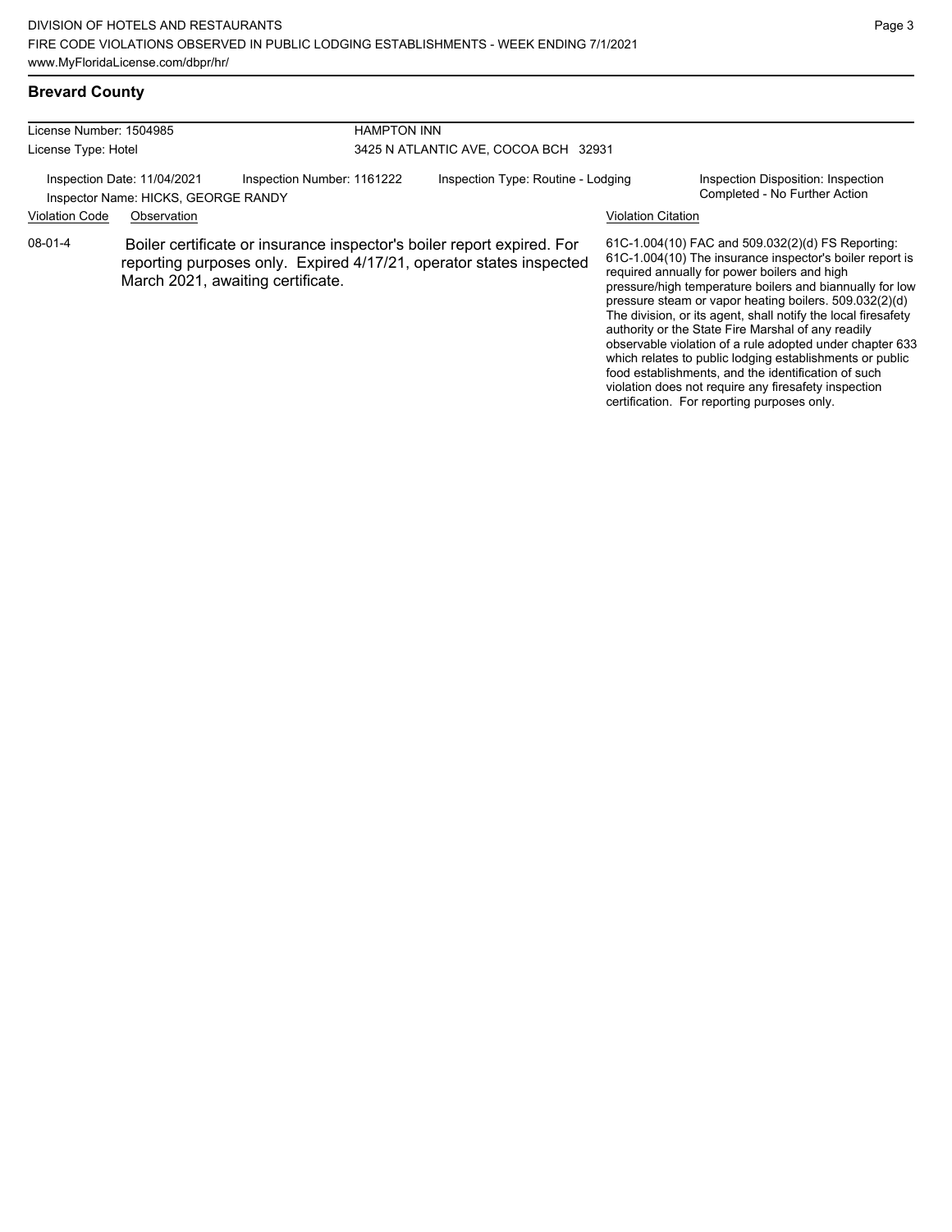## Brevard County

| License Number: 1504985 | HAMPTON INN |
|---|---|
| License Type: Hotel | 3425 N ATLANTIC AVE, COCOA BCH 32931 |

Inspection Date: 11/04/2021 | Inspection Number: 1161222 | Inspection Type: Routine - Lodging | Inspection Disposition: Inspection Completed - No Further Action

Inspector Name: HICKS, GEORGE RANDY

| Violation Code | Observation | Violation Citation |
|---|---|---|
| 08-01-4 | Boiler certificate or insurance inspector's boiler report expired. For reporting purposes only. Expired 4/17/21, operator states inspected March 2021, awaiting certificate. | 61C-1.004(10) FAC and 509.032(2)(d) FS Reporting: 61C-1.004(10) The insurance inspector's boiler report is required annually for power boilers and high pressure/high temperature boilers and biannually for low pressure steam or vapor heating boilers. 509.032(2)(d) The division, or its agent, shall notify the local firesafety authority or the State Fire Marshal of any readily observable violation of a rule adopted under chapter 633 which relates to public lodging establishments or public food establishments, and the identification of such violation does not require any firesafety inspection certification. For reporting purposes only. |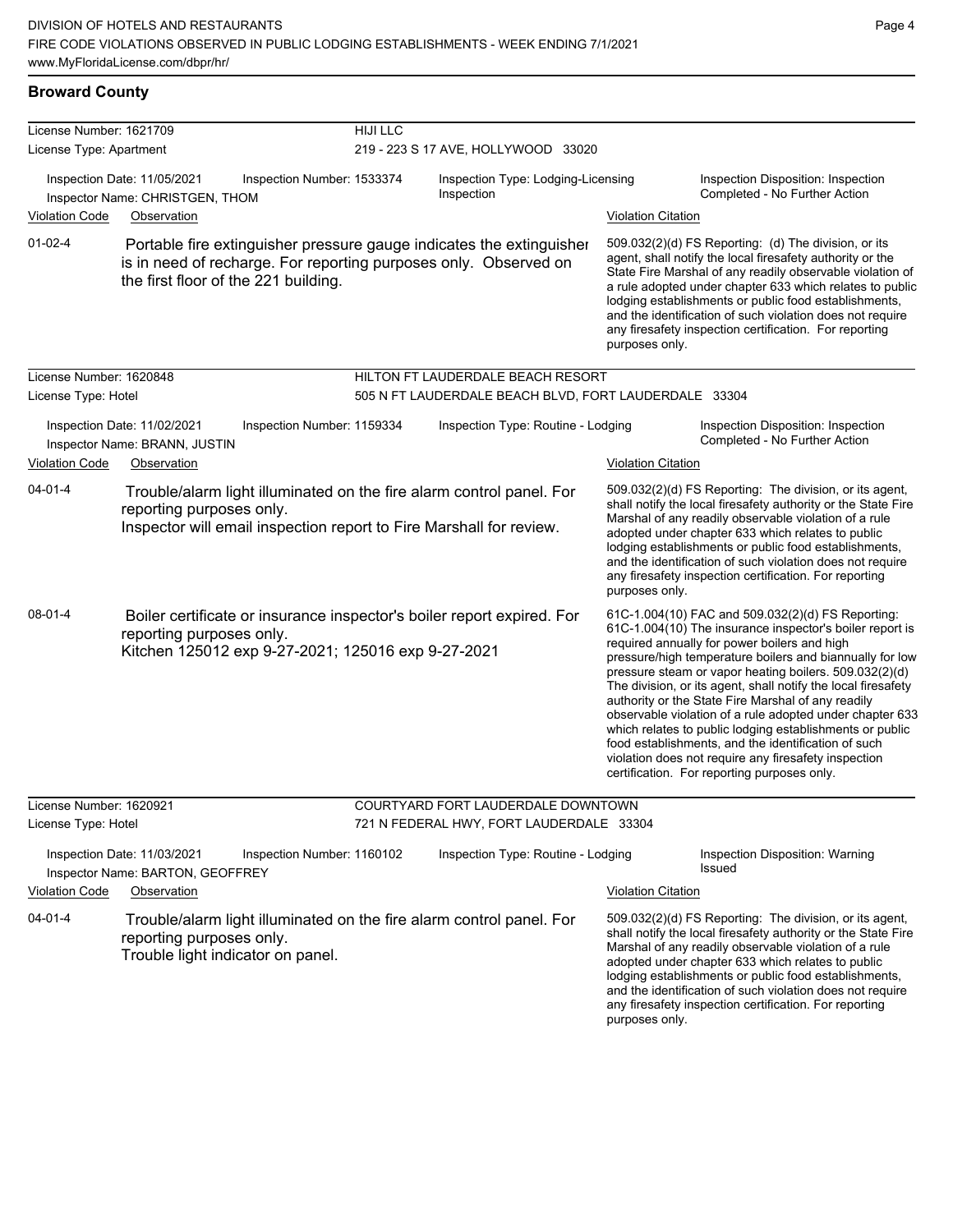## Broward County

**License Number:** 1621709 — **HIJI LLC**
**License Type:** Apartment — 219 - 223 S 17 AVE, HOLLYWOOD 33020

**Inspection Date:** 11/05/2021 | **Inspection Number:** 1533374 | **Inspection Type:** Lodging-Licensing Inspection | **Inspection Disposition:** Inspection Completed - No Further Action
**Inspector Name:** CHRISTGEN, THOM

| Violation Code | Observation | Violation Citation |
| --- | --- | --- |
| 01-02-4 | Portable fire extinguisher pressure gauge indicates the extinguisher is in need of recharge. For reporting purposes only. Observed on the first floor of the 221 building. | 509.032(2)(d) FS Reporting: (d) The division, or its agent, shall notify the local firesafety authority or the State Fire Marshal of any readily observable violation of a rule adopted under chapter 633 which relates to public lodging establishments or public food establishments, and the identification of such violation does not require any firesafety inspection certification. For reporting purposes only. |

---

**License Number:** 1620848 — **HILTON FT LAUDERDALE BEACH RESORT**
**License Type:** Hotel — 505 N FT LAUDERDALE BEACH BLVD, FORT LAUDERDALE 33304

**Inspection Date:** 11/02/2021 | **Inspection Number:** 1159334 | **Inspection Type:** Routine - Lodging | **Inspection Disposition:** Inspection Completed - No Further Action
**Inspector Name:** BRANN, JUSTIN

| Violation Code | Observation | Violation Citation |
| --- | --- | --- |
| 04-01-4 | Trouble/alarm light illuminated on the fire alarm control panel. For reporting purposes only.<br>Inspector will email inspection report to Fire Marshall for review. | 509.032(2)(d) FS Reporting: The division, or its agent, shall notify the local firesafety authority or the State Fire Marshal of any readily observable violation of a rule adopted under chapter 633 which relates to public lodging establishments or public food establishments, and the identification of such violation does not require any firesafety inspection certification. For reporting purposes only. |
| 08-01-4 | Boiler certificate or insurance inspector's boiler report expired. For reporting purposes only.<br>Kitchen 125012 exp 9-27-2021; 125016 exp 9-27-2021 | 61C-1.004(10) FAC and 509.032(2)(d) FS Reporting: 61C-1.004(10) The insurance inspector's boiler report is required annually for power boilers and high pressure/high temperature boilers and biannually for low pressure steam or vapor heating boilers. 509.032(2)(d) The division, or its agent, shall notify the local firesafety authority or the State Fire Marshal of any readily observable violation of a rule adopted under chapter 633 which relates to public lodging establishments or public food establishments, and the identification of such violation does not require any firesafety inspection certification. For reporting purposes only. |

---

**License Number:** 1620921 — **COURTYARD FORT LAUDERDALE DOWNTOWN**
**License Type:** Hotel — 721 N FEDERAL HWY, FORT LAUDERDALE 33304

**Inspection Date:** 11/03/2021 | **Inspection Number:** 1160102 | **Inspection Type:** Routine - Lodging | **Inspection Disposition:** Warning Issued
**Inspector Name:** BARTON, GEOFFREY

| Violation Code | Observation | Violation Citation |
| --- | --- | --- |
| 04-01-4 | Trouble/alarm light illuminated on the fire alarm control panel. For reporting purposes only.<br>Trouble light indicator on panel. | 509.032(2)(d) FS Reporting: The division, or its agent, shall notify the local firesafety authority or the State Fire Marshal of any readily observable violation of a rule adopted under chapter 633 which relates to public lodging establishments or public food establishments, and the identification of such violation does not require any firesafety inspection certification. For reporting purposes only. |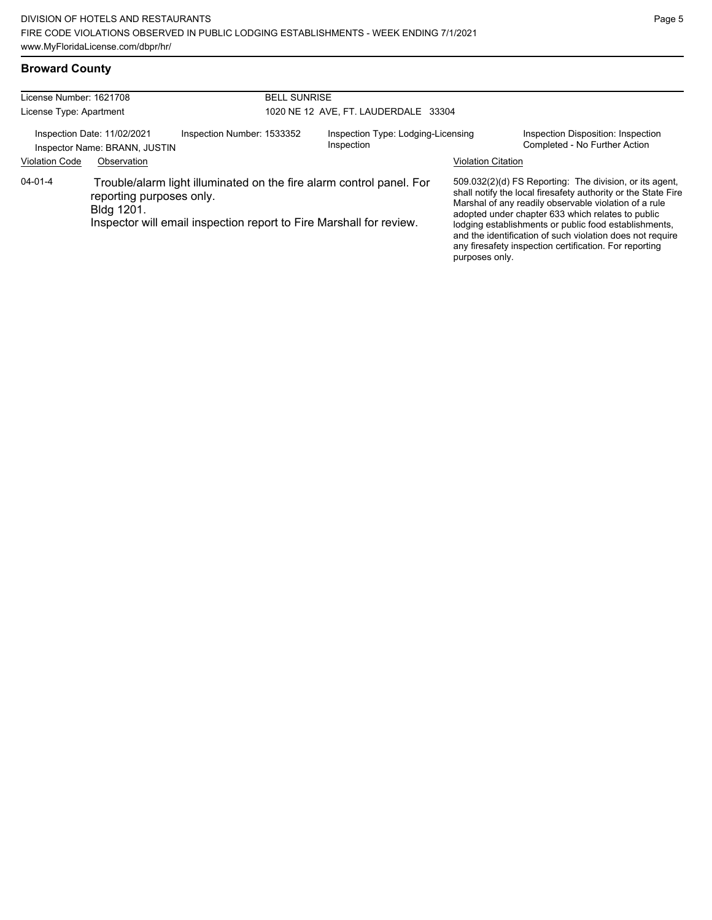## Broward County

| License Number: 1621708 | BELL SUNRISE |
| --- | --- |
| License Type: Apartment | 1020 NE 12 AVE, FT. LAUDERDALE 33304 |

Inspection Date: 11/02/2021
Inspector Name: BRANN, JUSTIN
Inspection Number: 1533352
Inspection Type: Lodging-Licensing Inspection
Inspection Disposition: Inspection Completed - No Further Action

| Violation Code | Observation | Violation Citation |
| --- | --- | --- |
| 04-01-4 | Trouble/alarm light illuminated on the fire alarm control panel. For reporting purposes only. Bldg 1201. Inspector will email inspection report to Fire Marshall for review. | 509.032(2)(d) FS Reporting: The division, or its agent, shall notify the local firesafety authority or the State Fire Marshal of any readily observable violation of a rule adopted under chapter 633 which relates to public lodging establishments or public food establishments, and the identification of such violation does not require any firesafety inspection certification. For reporting purposes only. |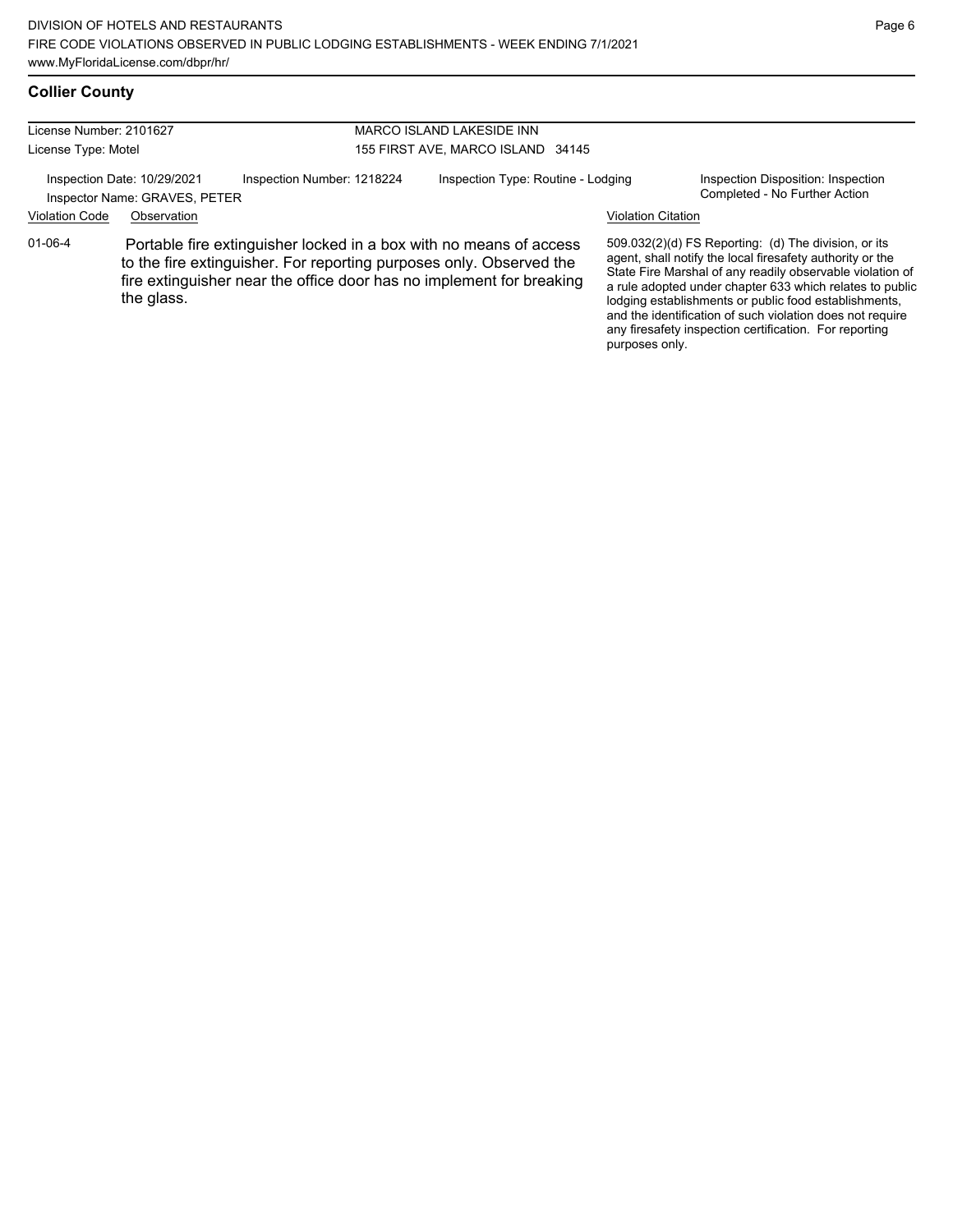## Collier County

| License Number: 2101627 | MARCO ISLAND LAKESIDE INN |
|---|---|
| License Type: Motel | 155 FIRST AVE, MARCO ISLAND 34145 |

Inspection Date: 10/29/2021 | Inspection Number: 1218224 | Inspection Type: Routine - Lodging | Inspection Disposition: Inspection Completed - No Further Action

Inspector Name: GRAVES, PETER

| Violation Code | Observation | Violation Citation |
|---|---|---|
| 01-06-4 | Portable fire extinguisher locked in a box with no means of access to the fire extinguisher. For reporting purposes only. Observed the fire extinguisher near the office door has no implement for breaking the glass. | 509.032(2)(d) FS Reporting: (d) The division, or its agent, shall notify the local firesafety authority or the State Fire Marshal of any readily observable violation of a rule adopted under chapter 633 which relates to public lodging establishments or public food establishments, and the identification of such violation does not require any firesafety inspection certification. For reporting purposes only. |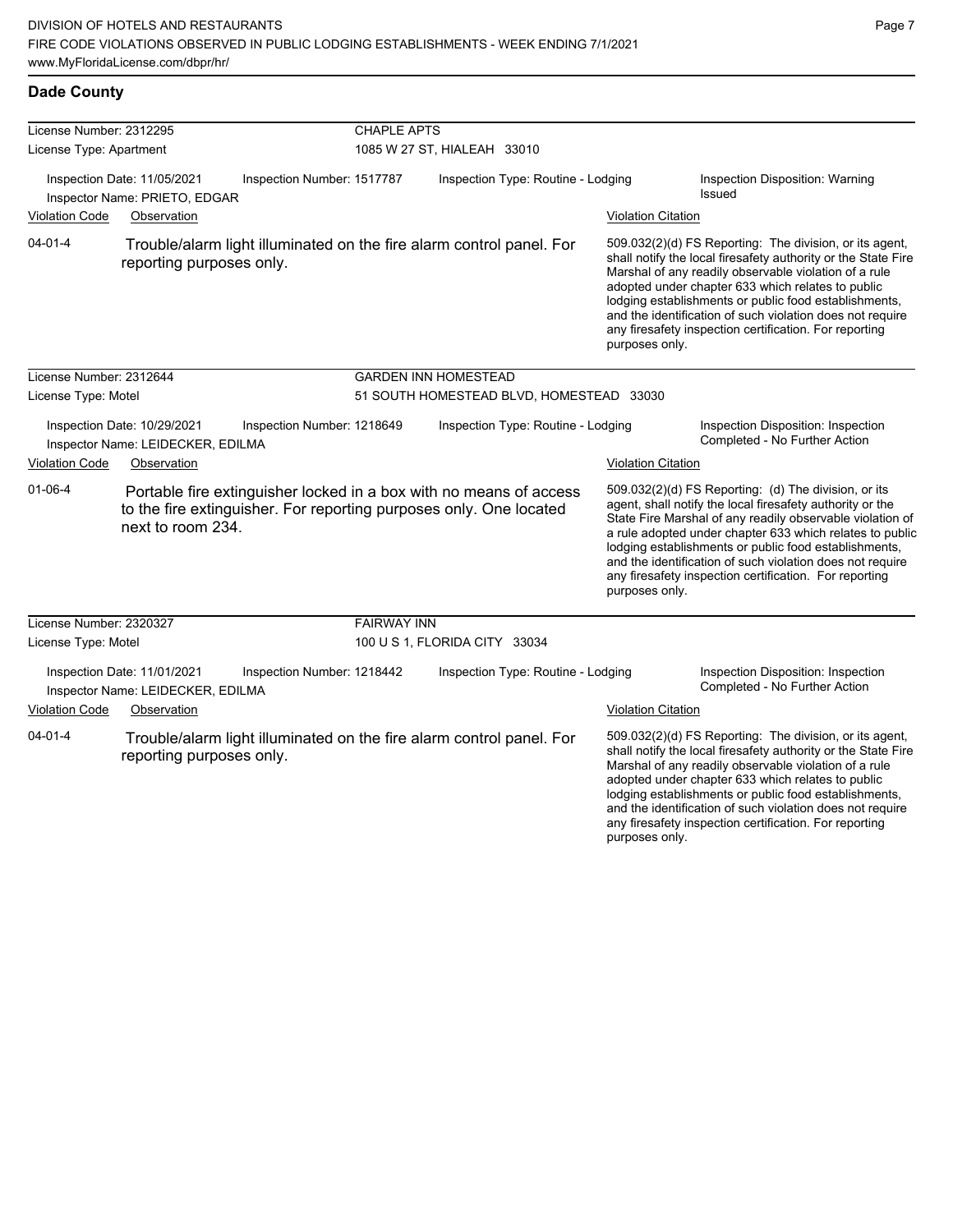## Dade County

**License Number:** 2312295 — **CHAPLE APTS**
**License Type:** Apartment — 1085 W 27 ST, HIALEAH 33010

Inspection Date: 11/05/2021 | Inspection Number: 1517787 | Inspection Type: Routine - Lodging | Inspection Disposition: Warning Issued
Inspector Name: PRIETO, EDGAR

| Violation Code | Observation | Violation Citation |
| --- | --- | --- |
| 04-01-4 | Trouble/alarm light illuminated on the fire alarm control panel. For reporting purposes only. | 509.032(2)(d) FS Reporting: The division, or its agent, shall notify the local firesafety authority or the State Fire Marshal of any readily observable violation of a rule adopted under chapter 633 which relates to public lodging establishments or public food establishments, and the identification of such violation does not require any firesafety inspection certification. For reporting purposes only. |

**License Number:** 2312644 — **GARDEN INN HOMESTEAD**
**License Type:** Motel — 51 SOUTH HOMESTEAD BLVD, HOMESTEAD 33030

Inspection Date: 10/29/2021 | Inspection Number: 1218649 | Inspection Type: Routine - Lodging | Inspection Disposition: Inspection Completed - No Further Action
Inspector Name: LEIDECKER, EDILMA

| Violation Code | Observation | Violation Citation |
| --- | --- | --- |
| 01-06-4 | Portable fire extinguisher locked in a box with no means of access to the fire extinguisher. For reporting purposes only. One located next to room 234. | 509.032(2)(d) FS Reporting: (d) The division, or its agent, shall notify the local firesafety authority or the State Fire Marshal of any readily observable violation of a rule adopted under chapter 633 which relates to public lodging establishments or public food establishments, and the identification of such violation does not require any firesafety inspection certification. For reporting purposes only. |

**License Number:** 2320327 — **FAIRWAY INN**
**License Type:** Motel — 100 U S 1, FLORIDA CITY 33034

Inspection Date: 11/01/2021 | Inspection Number: 1218442 | Inspection Type: Routine - Lodging | Inspection Disposition: Inspection Completed - No Further Action
Inspector Name: LEIDECKER, EDILMA

| Violation Code | Observation | Violation Citation |
| --- | --- | --- |
| 04-01-4 | Trouble/alarm light illuminated on the fire alarm control panel. For reporting purposes only. | 509.032(2)(d) FS Reporting: The division, or its agent, shall notify the local firesafety authority or the State Fire Marshal of any readily observable violation of a rule adopted under chapter 633 which relates to public lodging establishments or public food establishments, and the identification of such violation does not require any firesafety inspection certification. For reporting purposes only. |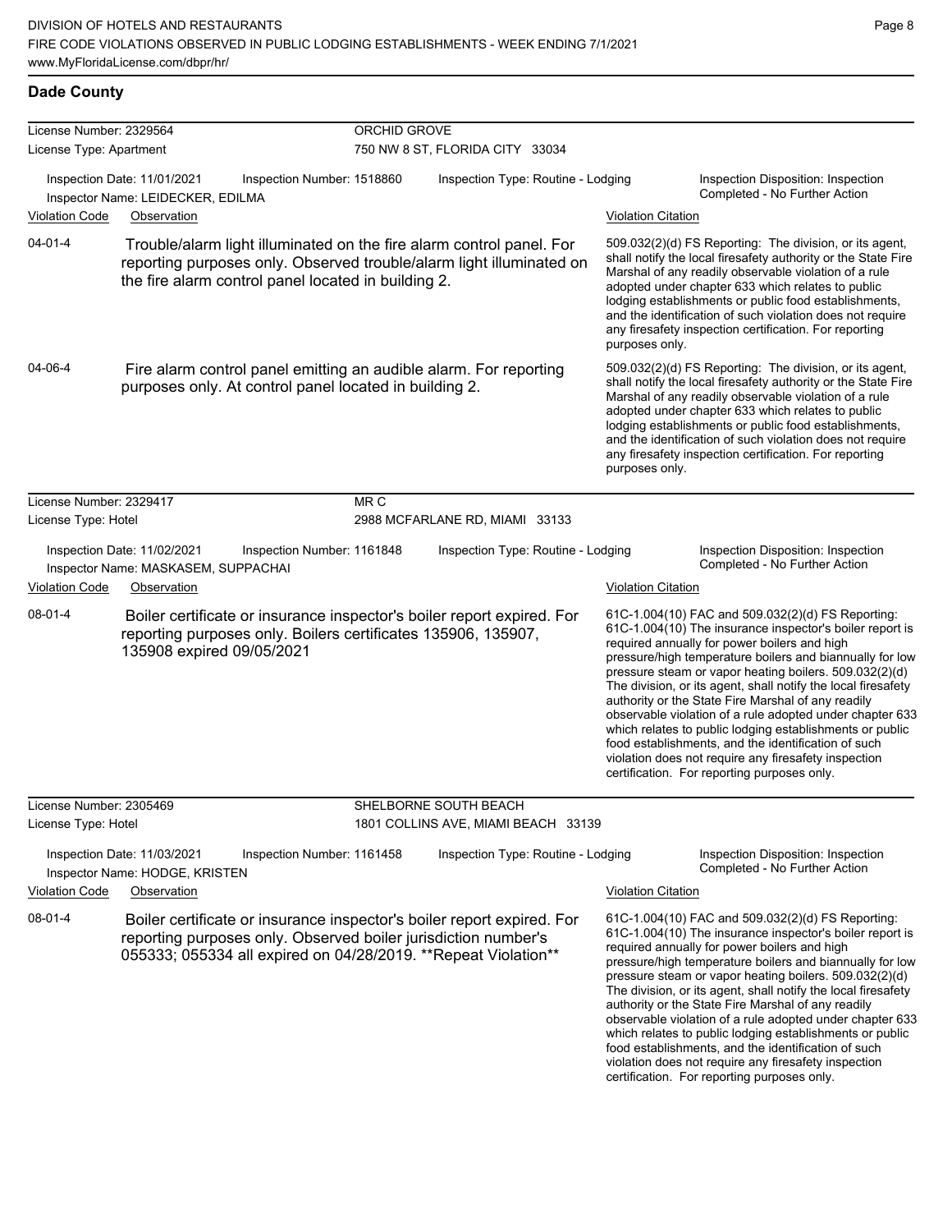## Dade County

**License Number:** 2329564 | **ORCHID GROVE**
**License Type:** Apartment | 750 NW 8 ST, FLORIDA CITY 33034

Inspection Date: 11/01/2021 | Inspection Number: 1518860 | Inspection Type: Routine - Lodging | Inspection Disposition: Inspection Completed - No Further Action
Inspector Name: LEIDECKER, EDILMA

| Violation Code | Observation | Violation Citation |
| --- | --- | --- |
| 04-01-4 | Trouble/alarm light illuminated on the fire alarm control panel. For reporting purposes only. Observed trouble/alarm light illuminated on the fire alarm control panel located in building 2. | 509.032(2)(d) FS Reporting: The division, or its agent, shall notify the local firesafety authority or the State Fire Marshal of any readily observable violation of a rule adopted under chapter 633 which relates to public lodging establishments or public food establishments, and the identification of such violation does not require any firesafety inspection certification. For reporting purposes only. |
| 04-06-4 | Fire alarm control panel emitting an audible alarm. For reporting purposes only. At control panel located in building 2. | 509.032(2)(d) FS Reporting: The division, or its agent, shall notify the local firesafety authority or the State Fire Marshal of any readily observable violation of a rule adopted under chapter 633 which relates to public lodging establishments or public food establishments, and the identification of such violation does not require any firesafety inspection certification. For reporting purposes only. |

**License Number:** 2329417 | **MR C**
**License Type:** Hotel | 2988 MCFARLANE RD, MIAMI 33133

Inspection Date: 11/02/2021 | Inspection Number: 1161848 | Inspection Type: Routine - Lodging | Inspection Disposition: Inspection Completed - No Further Action
Inspector Name: MASKASEM, SUPPACHAI

| Violation Code | Observation | Violation Citation |
| --- | --- | --- |
| 08-01-4 | Boiler certificate or insurance inspector's boiler report expired. For reporting purposes only. Boilers certificates 135906, 135907, 135908 expired 09/05/2021 | 61C-1.004(10) FAC and 509.032(2)(d) FS Reporting: 61C-1.004(10) The insurance inspector's boiler report is required annually for power boilers and high pressure/high temperature boilers and biannually for low pressure steam or vapor heating boilers. 509.032(2)(d) The division, or its agent, shall notify the local firesafety authority or the State Fire Marshal of any readily observable violation of a rule adopted under chapter 633 which relates to public lodging establishments or public food establishments, and the identification of such violation does not require any firesafety inspection certification. For reporting purposes only. |

**License Number:** 2305469 | **SHELBORNE SOUTH BEACH**
**License Type:** Hotel | 1801 COLLINS AVE, MIAMI BEACH 33139

Inspection Date: 11/03/2021 | Inspection Number: 1161458 | Inspection Type: Routine - Lodging | Inspection Disposition: Inspection Completed - No Further Action
Inspector Name: HODGE, KRISTEN

| Violation Code | Observation | Violation Citation |
| --- | --- | --- |
| 08-01-4 | Boiler certificate or insurance inspector's boiler report expired. For reporting purposes only. Observed boiler jurisdiction number's 055333; 055334 all expired on 04/28/2019. **Repeat Violation** | 61C-1.004(10) FAC and 509.032(2)(d) FS Reporting: 61C-1.004(10) The insurance inspector's boiler report is required annually for power boilers and high pressure/high temperature boilers and biannually for low pressure steam or vapor heating boilers. 509.032(2)(d) The division, or its agent, shall notify the local firesafety authority or the State Fire Marshal of any readily observable violation of a rule adopted under chapter 633 which relates to public lodging establishments or public food establishments, and the identification of such violation does not require any firesafety inspection certification. For reporting purposes only. |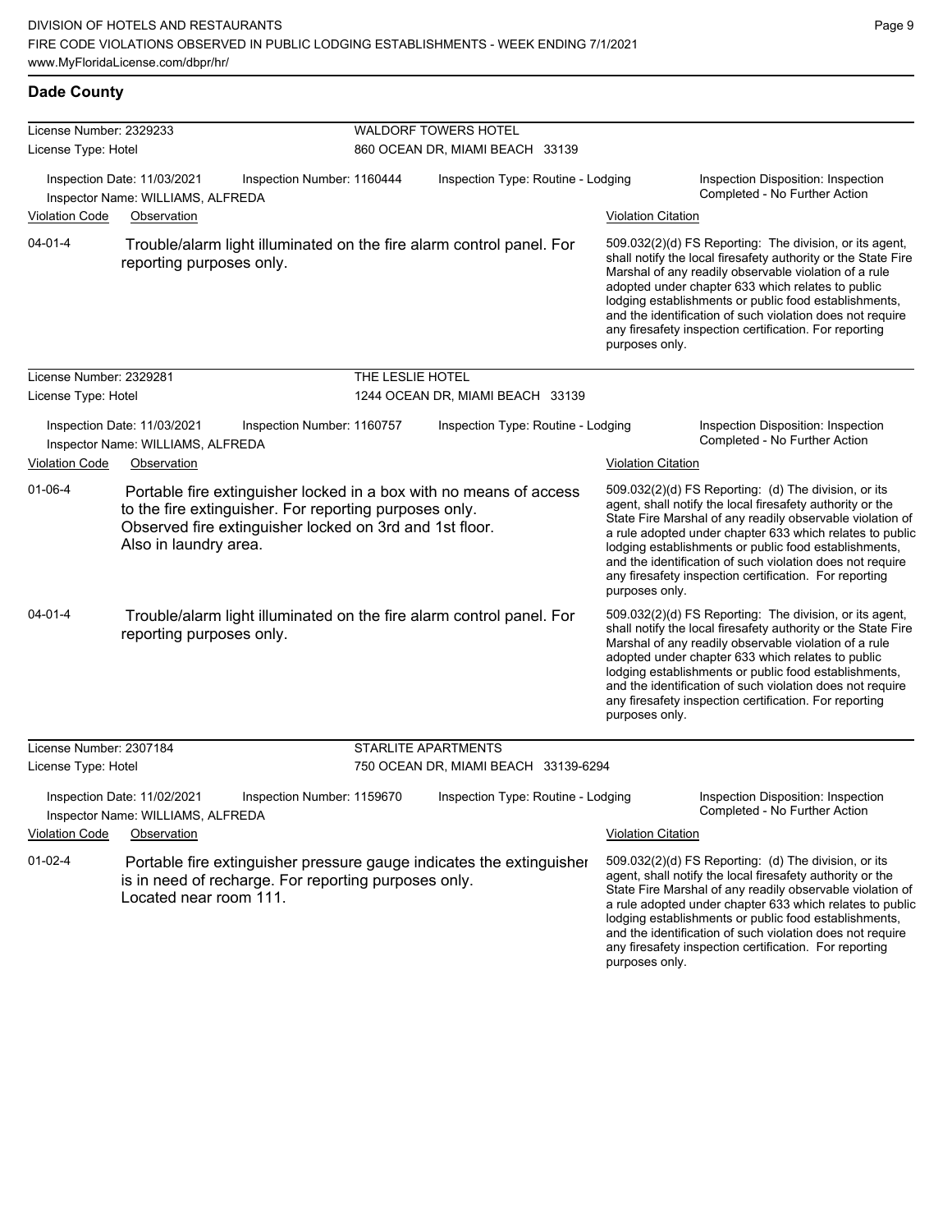## Dade County

**License Number:** 2329233 — **WALDORF TOWERS HOTEL**
**License Type:** Hotel — 860 OCEAN DR, MIAMI BEACH 33139

Inspection Date: 11/03/2021 | Inspection Number: 1160444 | Inspection Type: Routine - Lodging | Inspection Disposition: Inspection Completed - No Further Action
Inspector Name: WILLIAMS, ALFREDA

| Violation Code | Observation | Violation Citation |
| --- | --- | --- |
| 04-01-4 | Trouble/alarm light illuminated on the fire alarm control panel. For reporting purposes only. | 509.032(2)(d) FS Reporting: The division, or its agent, shall notify the local firesafety authority or the State Fire Marshal of any readily observable violation of a rule adopted under chapter 633 which relates to public lodging establishments or public food establishments, and the identification of such violation does not require any firesafety inspection certification. For reporting purposes only. |

**License Number:** 2329281 — **THE LESLIE HOTEL**
**License Type:** Hotel — 1244 OCEAN DR, MIAMI BEACH 33139

Inspection Date: 11/03/2021 | Inspection Number: 1160757 | Inspection Type: Routine - Lodging | Inspection Disposition: Inspection Completed - No Further Action
Inspector Name: WILLIAMS, ALFREDA

| Violation Code | Observation | Violation Citation |
| --- | --- | --- |
| 01-06-4 | Portable fire extinguisher locked in a box with no means of access to the fire extinguisher. For reporting purposes only. Observed fire extinguisher locked on 3rd and 1st floor. Also in laundry area. | 509.032(2)(d) FS Reporting: (d) The division, or its agent, shall notify the local firesafety authority or the State Fire Marshal of any readily observable violation of a rule adopted under chapter 633 which relates to public lodging establishments or public food establishments, and the identification of such violation does not require any firesafety inspection certification. For reporting purposes only. |
| 04-01-4 | Trouble/alarm light illuminated on the fire alarm control panel. For reporting purposes only. | 509.032(2)(d) FS Reporting: The division, or its agent, shall notify the local firesafety authority or the State Fire Marshal of any readily observable violation of a rule adopted under chapter 633 which relates to public lodging establishments or public food establishments, and the identification of such violation does not require any firesafety inspection certification. For reporting purposes only. |

**License Number:** 2307184 — **STARLITE APARTMENTS**
**License Type:** Hotel — 750 OCEAN DR, MIAMI BEACH 33139-6294

Inspection Date: 11/02/2021 | Inspection Number: 1159670 | Inspection Type: Routine - Lodging | Inspection Disposition: Inspection Completed - No Further Action
Inspector Name: WILLIAMS, ALFREDA

| Violation Code | Observation | Violation Citation |
| --- | --- | --- |
| 01-02-4 | Portable fire extinguisher pressure gauge indicates the extinguisher is in need of recharge. For reporting purposes only. Located near room 111. | 509.032(2)(d) FS Reporting: (d) The division, or its agent, shall notify the local firesafety authority or the State Fire Marshal of any readily observable violation of a rule adopted under chapter 633 which relates to public lodging establishments or public food establishments, and the identification of such violation does not require any firesafety inspection certification. For reporting purposes only. |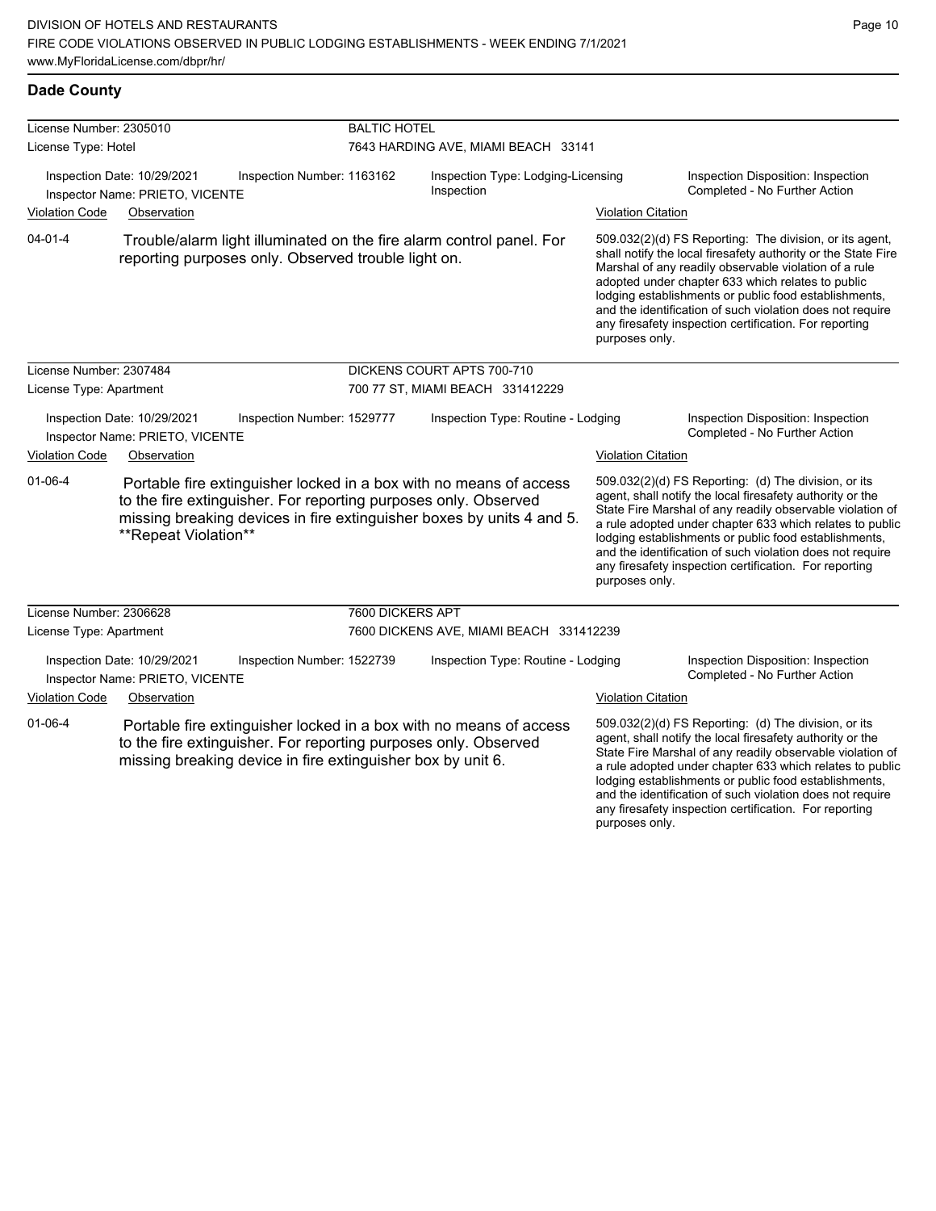## Dade County

| License Number: 2305010 | BALTIC HOTEL | | |
|---|---|---|---|
| License Type: Hotel | 7643 HARDING AVE, MIAMI BEACH 33141 | | |
| Inspection Date: 10/29/2021<br>Inspector Name: PRIETO, VICENTE | Inspection Number: 1163162 | Inspection Type: Lodging-Licensing Inspection | Inspection Disposition: Inspection Completed - No Further Action |

| Violation Code | Observation | Violation Citation |
|---|---|---|
| 04-01-4 | Trouble/alarm light illuminated on the fire alarm control panel. For reporting purposes only. Observed trouble light on. | 509.032(2)(d) FS Reporting: The division, or its agent, shall notify the local firesafety authority or the State Fire Marshal of any readily observable violation of a rule adopted under chapter 633 which relates to public lodging establishments or public food establishments, and the identification of such violation does not require any firesafety inspection certification. For reporting purposes only. |

| License Number: 2307484 | DICKENS COURT APTS 700-710 | | |
|---|---|---|---|
| License Type: Apartment | 700 77 ST, MIAMI BEACH 331412229 | | |
| Inspection Date: 10/29/2021<br>Inspector Name: PRIETO, VICENTE | Inspection Number: 1529777 | Inspection Type: Routine - Lodging | Inspection Disposition: Inspection Completed - No Further Action |

| Violation Code | Observation | Violation Citation |
|---|---|---|
| 01-06-4 | Portable fire extinguisher locked in a box with no means of access to the fire extinguisher. For reporting purposes only. Observed missing breaking devices in fire extinguisher boxes by units 4 and 5. **Repeat Violation** | 509.032(2)(d) FS Reporting: (d) The division, or its agent, shall notify the local firesafety authority or the State Fire Marshal of any readily observable violation of a rule adopted under chapter 633 which relates to public lodging establishments or public food establishments, and the identification of such violation does not require any firesafety inspection certification. For reporting purposes only. |

| License Number: 2306628 | 7600 DICKERS APT | | |
|---|---|---|---|
| License Type: Apartment | 7600 DICKENS AVE, MIAMI BEACH 331412239 | | |
| Inspection Date: 10/29/2021<br>Inspector Name: PRIETO, VICENTE | Inspection Number: 1522739 | Inspection Type: Routine - Lodging | Inspection Disposition: Inspection Completed - No Further Action |

| Violation Code | Observation | Violation Citation |
|---|---|---|
| 01-06-4 | Portable fire extinguisher locked in a box with no means of access to the fire extinguisher. For reporting purposes only. Observed missing breaking device in fire extinguisher box by unit 6. | 509.032(2)(d) FS Reporting: (d) The division, or its agent, shall notify the local firesafety authority or the State Fire Marshal of any readily observable violation of a rule adopted under chapter 633 which relates to public lodging establishments or public food establishments, and the identification of such violation does not require any firesafety inspection certification. For reporting purposes only. |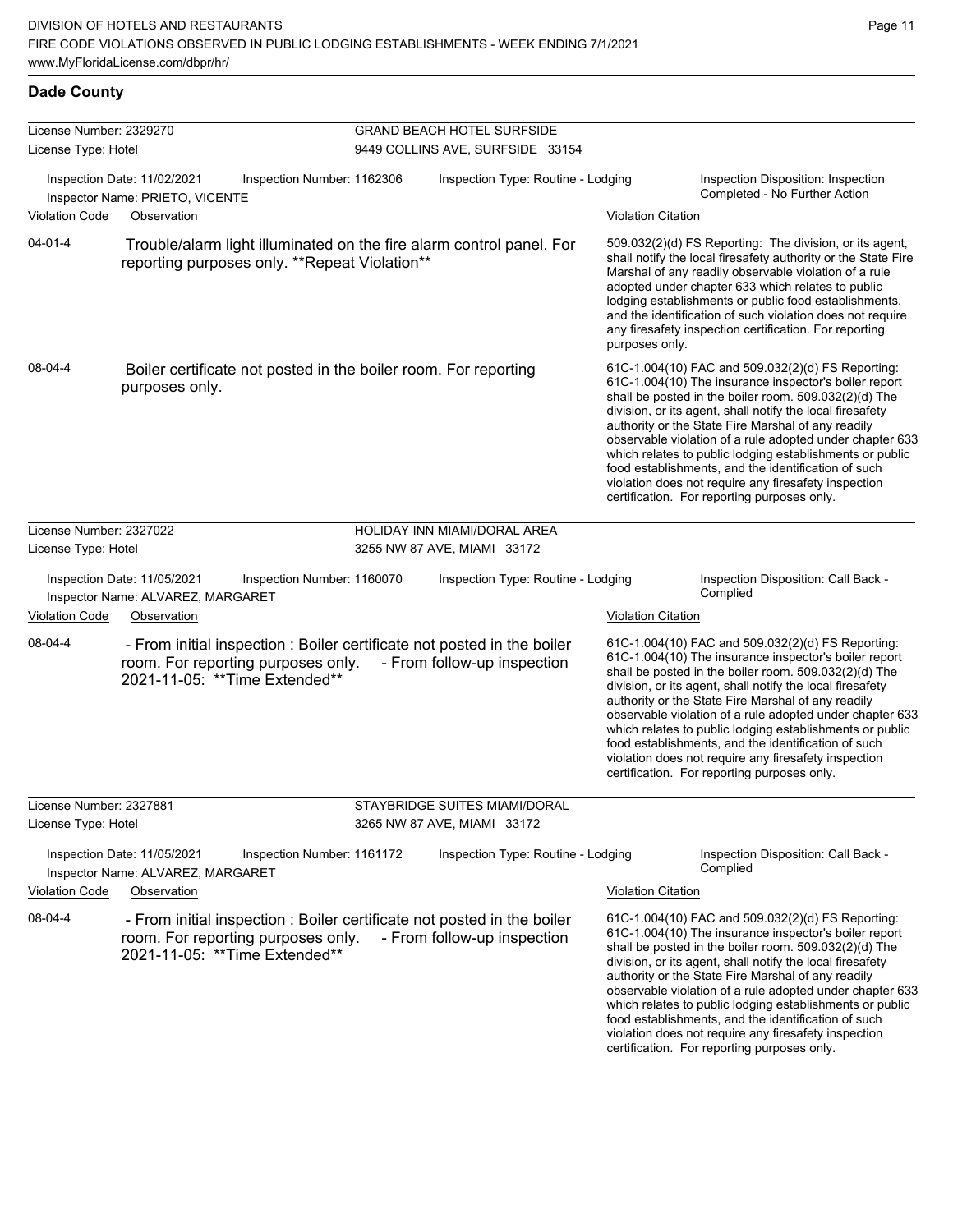## Dade County

**License Number:** 2329270
**License Type:** Hotel
**GRAND BEACH HOTEL SURFSIDE**
9449 COLLINS AVE, SURFSIDE 33154

Inspection Date: 11/02/2021 | Inspection Number: 1162306 | Inspection Type: Routine - Lodging | Inspection Disposition: Inspection Completed - No Further Action
Inspector Name: PRIETO, VICENTE

| Violation Code | Observation | Violation Citation |
| --- | --- | --- |
| 04-01-4 | Trouble/alarm light illuminated on the fire alarm control panel. For reporting purposes only. **Repeat Violation** | 509.032(2)(d) FS Reporting: The division, or its agent, shall notify the local firesafety authority or the State Fire Marshal of any readily observable violation of a rule adopted under chapter 633 which relates to public lodging establishments or public food establishments, and the identification of such violation does not require any firesafety inspection certification. For reporting purposes only. |
| 08-04-4 | Boiler certificate not posted in the boiler room. For reporting purposes only. | 61C-1.004(10) FAC and 509.032(2)(d) FS Reporting: 61C-1.004(10) The insurance inspector's boiler report shall be posted in the boiler room. 509.032(2)(d) The division, or its agent, shall notify the local firesafety authority or the State Fire Marshal of any readily observable violation of a rule adopted under chapter 633 which relates to public lodging establishments or public food establishments, and the identification of such violation does not require any firesafety inspection certification. For reporting purposes only. |

**License Number:** 2327022
**License Type:** Hotel
**HOLIDAY INN MIAMI/DORAL AREA**
3255 NW 87 AVE, MIAMI 33172

Inspection Date: 11/05/2021 | Inspection Number: 1160070 | Inspection Type: Routine - Lodging | Inspection Disposition: Call Back - Complied
Inspector Name: ALVAREZ, MARGARET

| Violation Code | Observation | Violation Citation |
| --- | --- | --- |
| 08-04-4 | - From initial inspection : Boiler certificate not posted in the boiler room. For reporting purposes only. - From follow-up inspection 2021-11-05: **Time Extended** | 61C-1.004(10) FAC and 509.032(2)(d) FS Reporting: 61C-1.004(10) The insurance inspector's boiler report shall be posted in the boiler room. 509.032(2)(d) The division, or its agent, shall notify the local firesafety authority or the State Fire Marshal of any readily observable violation of a rule adopted under chapter 633 which relates to public lodging establishments or public food establishments, and the identification of such violation does not require any firesafety inspection certification. For reporting purposes only. |

**License Number:** 2327881
**License Type:** Hotel
**STAYBRIDGE SUITES MIAMI/DORAL**
3265 NW 87 AVE, MIAMI 33172

Inspection Date: 11/05/2021 | Inspection Number: 1161172 | Inspection Type: Routine - Lodging | Inspection Disposition: Call Back - Complied
Inspector Name: ALVAREZ, MARGARET

| Violation Code | Observation | Violation Citation |
| --- | --- | --- |
| 08-04-4 | - From initial inspection : Boiler certificate not posted in the boiler room. For reporting purposes only. - From follow-up inspection 2021-11-05: **Time Extended** | 61C-1.004(10) FAC and 509.032(2)(d) FS Reporting: 61C-1.004(10) The insurance inspector's boiler report shall be posted in the boiler room. 509.032(2)(d) The division, or its agent, shall notify the local firesafety authority or the State Fire Marshal of any readily observable violation of a rule adopted under chapter 633 which relates to public lodging establishments or public food establishments, and the identification of such violation does not require any firesafety inspection certification. For reporting purposes only. |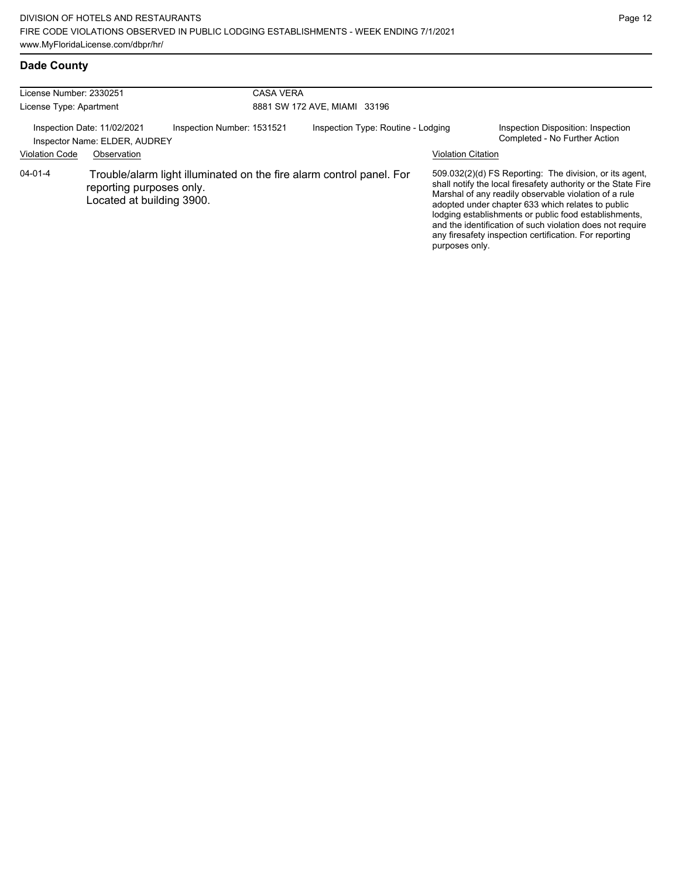## Dade County

| License Number: 2330251 | CASA VERA |
| --- | --- |
| License Type: Apartment | 8881 SW 172 AVE, MIAMI 33196 |

Inspection Date: 11/02/2021 | Inspection Number: 1531521 | Inspection Type: Routine - Lodging | Inspection Disposition: Inspection Completed - No Further Action

Inspector Name: ELDER, AUDREY

| Violation Code | Observation | Violation Citation |
| --- | --- | --- |
| 04-01-4 | Trouble/alarm light illuminated on the fire alarm control panel. For reporting purposes only. Located at building 3900. | 509.032(2)(d) FS Reporting: The division, or its agent, shall notify the local firesafety authority or the State Fire Marshal of any readily observable violation of a rule adopted under chapter 633 which relates to public lodging establishments or public food establishments, and the identification of such violation does not require any firesafety inspection certification. For reporting purposes only. |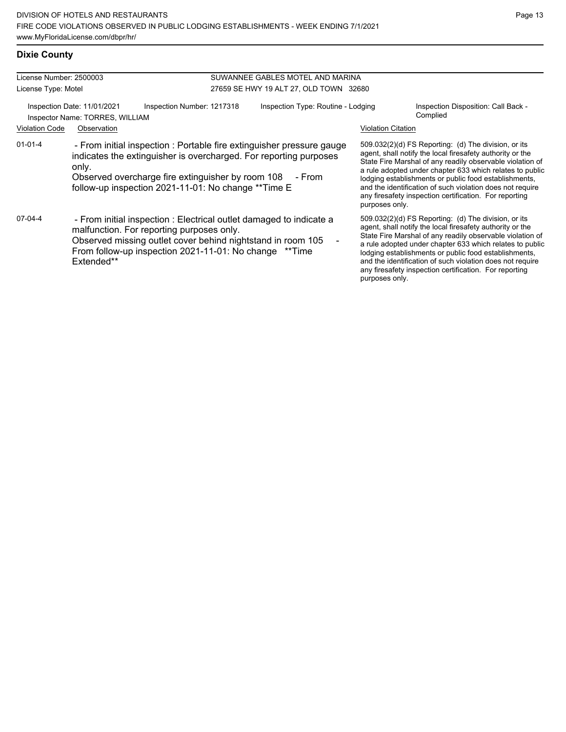## Dixie County

| License Number: 2500003 | SUWANNEE GABLES MOTEL AND MARINA |
|---|---|
| License Type: Motel | 27659 SE HWY 19 ALT 27, OLD TOWN 32680 |

Inspection Date: 11/01/2021 | Inspection Number: 1217318 | Inspection Type: Routine - Lodging | Inspection Disposition: Call Back - Complied

Inspector Name: TORRES, WILLIAM

| Violation Code | Observation | Violation Citation |
|---|---|---|
| 01-01-4 | - From initial inspection : Portable fire extinguisher pressure gauge indicates the extinguisher is overcharged. For reporting purposes only. Observed overcharge fire extinguisher by room 108 - From follow-up inspection 2021-11-01: No change **Time E | 509.032(2)(d) FS Reporting: (d) The division, or its agent, shall notify the local firesafety authority or the State Fire Marshal of any readily observable violation of a rule adopted under chapter 633 which relates to public lodging establishments or public food establishments, and the identification of such violation does not require any firesafety inspection certification. For reporting purposes only. |
| 07-04-4 | - From initial inspection : Electrical outlet damaged to indicate a malfunction. For reporting purposes only. Observed missing outlet cover behind nightstand in room 105 - From follow-up inspection 2021-11-01: No change **Time Extended** | 509.032(2)(d) FS Reporting: (d) The division, or its agent, shall notify the local firesafety authority or the State Fire Marshal of any readily observable violation of a rule adopted under chapter 633 which relates to public lodging establishments or public food establishments, and the identification of such violation does not require any firesafety inspection certification. For reporting purposes only. |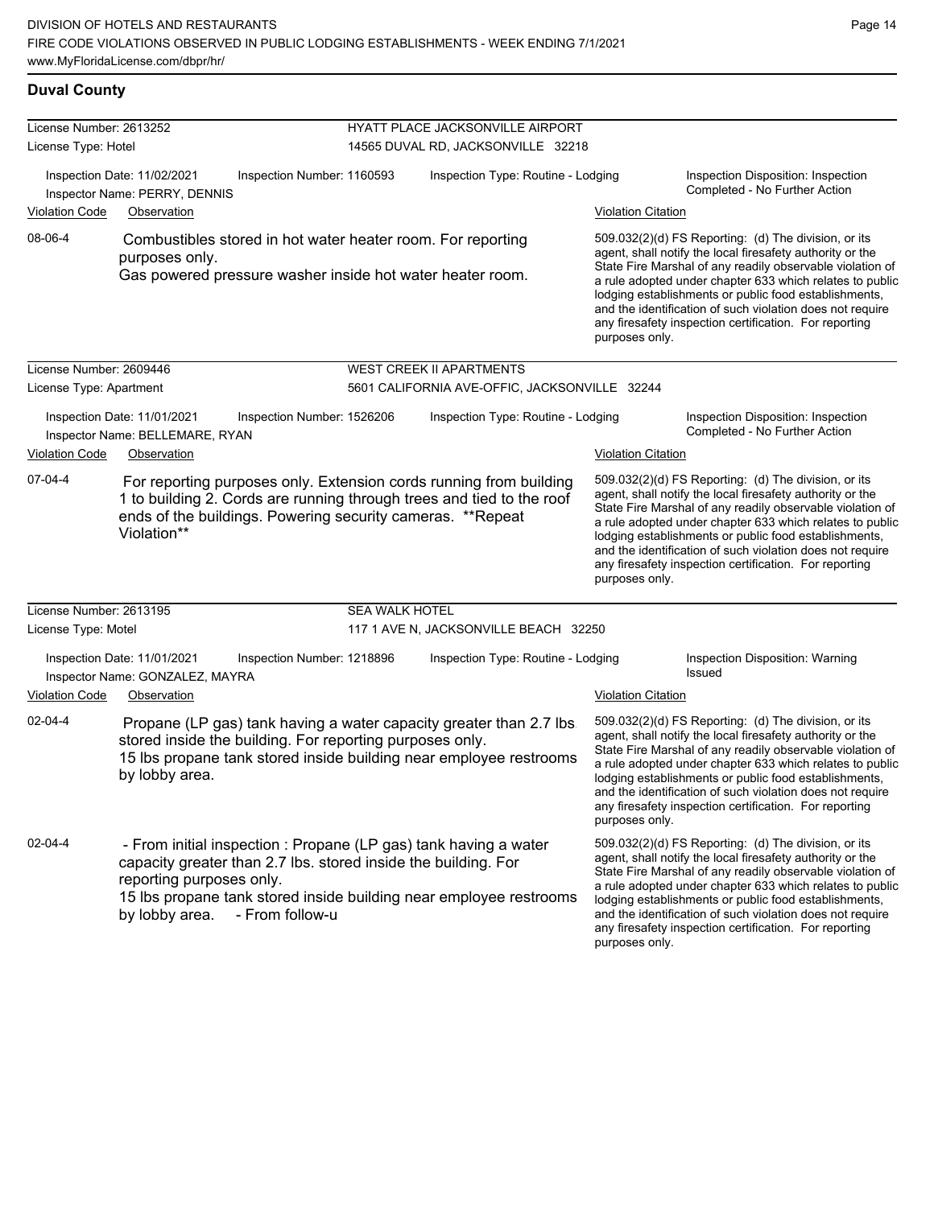## Duval County

**License Number:** 2613252
**License Type:** Hotel

**HYATT PLACE JACKSONVILLE AIRPORT**
14565 DUVAL RD, JACKSONVILLE 32218

Inspection Date: 11/02/2021
Inspector Name: PERRY, DENNIS
Inspection Number: 1160593
Inspection Type: Routine - Lodging
Inspection Disposition: Inspection Completed - No Further Action

| Violation Code | Observation | Violation Citation |
| --- | --- | --- |
| 08-06-4 | Combustibles stored in hot water heater room. For reporting purposes only. Gas powered pressure washer inside hot water heater room. | 509.032(2)(d) FS Reporting: (d) The division, or its agent, shall notify the local firesafety authority or the State Fire Marshal of any readily observable violation of a rule adopted under chapter 633 which relates to public lodging establishments or public food establishments, and the identification of such violation does not require any firesafety inspection certification. For reporting purposes only. |

**License Number:** 2609446
**License Type:** Apartment

**WEST CREEK II APARTMENTS**
5601 CALIFORNIA AVE-OFFIC, JACKSONVILLE 32244

Inspection Date: 11/01/2021
Inspector Name: BELLEMARE, RYAN
Inspection Number: 1526206
Inspection Type: Routine - Lodging
Inspection Disposition: Inspection Completed - No Further Action

| Violation Code | Observation | Violation Citation |
| --- | --- | --- |
| 07-04-4 | For reporting purposes only. Extension cords running from building 1 to building 2. Cords are running through trees and tied to the roof ends of the buildings. Powering security cameras. **Repeat Violation** | 509.032(2)(d) FS Reporting: (d) The division, or its agent, shall notify the local firesafety authority or the State Fire Marshal of any readily observable violation of a rule adopted under chapter 633 which relates to public lodging establishments or public food establishments, and the identification of such violation does not require any firesafety inspection certification. For reporting purposes only. |

**License Number:** 2613195
**License Type:** Motel

**SEA WALK HOTEL**
117 1 AVE N, JACKSONVILLE BEACH 32250

Inspection Date: 11/01/2021
Inspector Name: GONZALEZ, MAYRA
Inspection Number: 1218896
Inspection Type: Routine - Lodging
Inspection Disposition: Warning Issued

| Violation Code | Observation | Violation Citation |
| --- | --- | --- |
| 02-04-4 | Propane (LP gas) tank having a water capacity greater than 2.7 lbs. stored inside the building. For reporting purposes only. 15 lbs propane tank stored inside building near employee restrooms by lobby area. | 509.032(2)(d) FS Reporting: (d) The division, or its agent, shall notify the local firesafety authority or the State Fire Marshal of any readily observable violation of a rule adopted under chapter 633 which relates to public lodging establishments or public food establishments, and the identification of such violation does not require any firesafety inspection certification. For reporting purposes only. |
| 02-04-4 | - From initial inspection : Propane (LP gas) tank having a water capacity greater than 2.7 lbs. stored inside the building. For reporting purposes only. 15 lbs propane tank stored inside building near employee restrooms by lobby area. - From follow-u | 509.032(2)(d) FS Reporting: (d) The division, or its agent, shall notify the local firesafety authority or the State Fire Marshal of any readily observable violation of a rule adopted under chapter 633 which relates to public lodging establishments or public food establishments, and the identification of such violation does not require any firesafety inspection certification. For reporting purposes only. |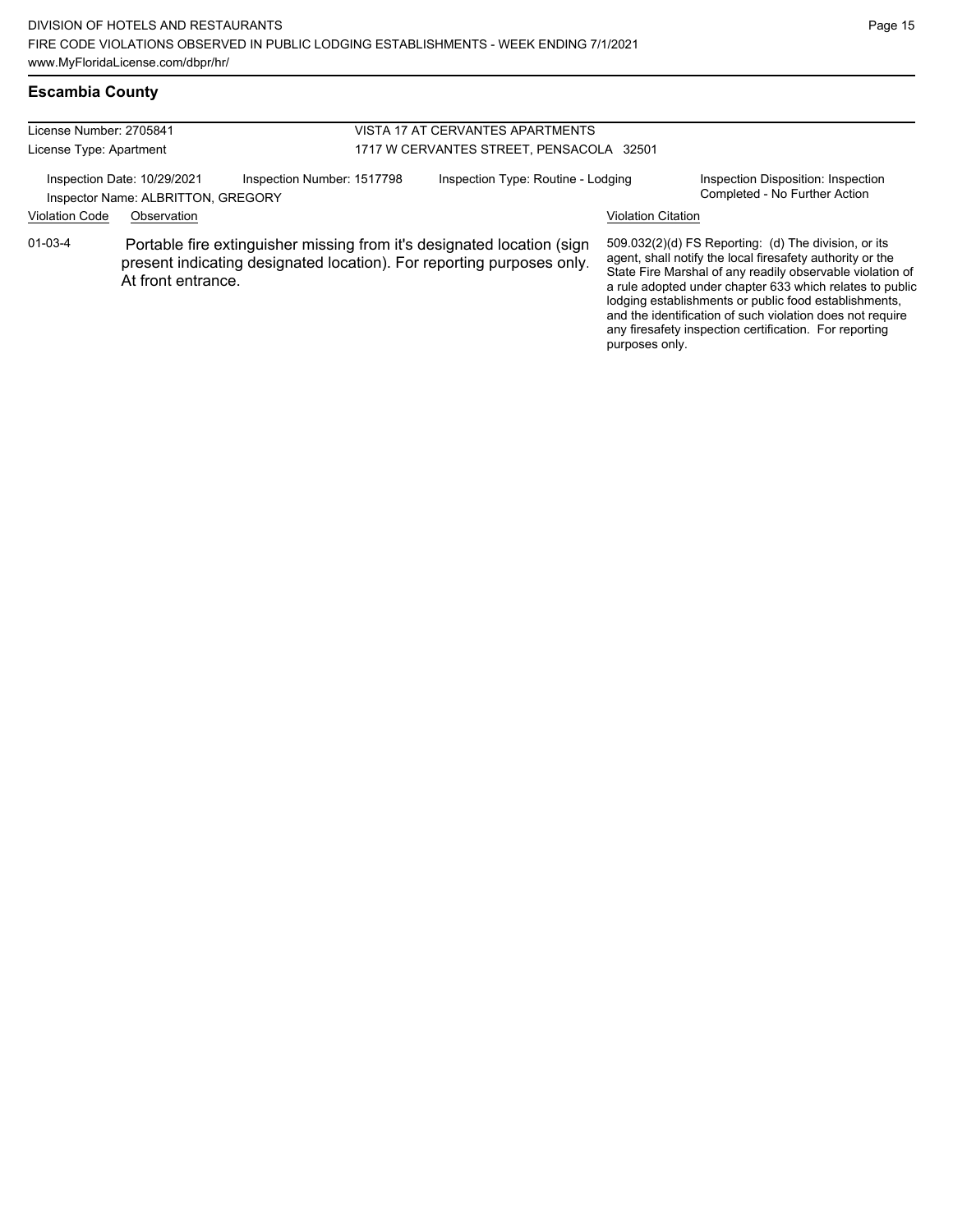## Escambia County

License Number: 2705841
License Type: Apartment

VISTA 17 AT CERVANTES APARTMENTS
1717 W CERVANTES STREET, PENSACOLA 32501

Inspection Date: 10/29/2021
Inspection Number: 1517798
Inspection Type: Routine - Lodging
Inspection Disposition: Inspection Completed - No Further Action
Inspector Name: ALBRITTON, GREGORY

| Violation Code | Observation | Violation Citation |
|---|---|---|
| 01-03-4 | Portable fire extinguisher missing from it's designated location (sign present indicating designated location). For reporting purposes only. At front entrance. | 509.032(2)(d) FS Reporting: (d) The division, or its agent, shall notify the local firesafety authority or the State Fire Marshal of any readily observable violation of a rule adopted under chapter 633 which relates to public lodging establishments or public food establishments, and the identification of such violation does not require any firesafety inspection certification. For reporting purposes only. |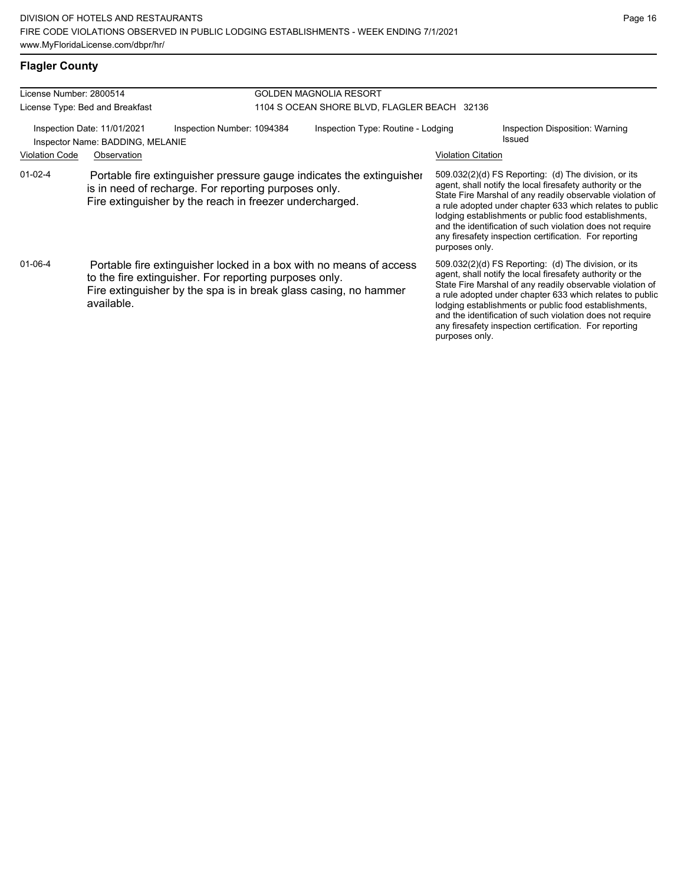## Flagler County

| License Number: 2800514 | GOLDEN MAGNOLIA RESORT |
|---|---|
| License Type: Bed and Breakfast | 1104 S OCEAN SHORE BLVD, FLAGLER BEACH 32136 |

Inspection Date: 11/01/2021 | Inspection Number: 1094384 | Inspection Type: Routine - Lodging | Inspection Disposition: Warning Issued

Inspector Name: BADDING, MELANIE

| Violation Code | Observation | Violation Citation |
|---|---|---|
| 01-02-4 | Portable fire extinguisher pressure gauge indicates the extinguisher is in need of recharge. For reporting purposes only. Fire extinguisher by the reach in freezer undercharged. | 509.032(2)(d) FS Reporting: (d) The division, or its agent, shall notify the local firesafety authority or the State Fire Marshal of any readily observable violation of a rule adopted under chapter 633 which relates to public lodging establishments or public food establishments, and the identification of such violation does not require any firesafety inspection certification. For reporting purposes only. |
| 01-06-4 | Portable fire extinguisher locked in a box with no means of access to the fire extinguisher. For reporting purposes only. Fire extinguisher by the spa is in break glass casing, no hammer available. | 509.032(2)(d) FS Reporting: (d) The division, or its agent, shall notify the local firesafety authority or the State Fire Marshal of any readily observable violation of a rule adopted under chapter 633 which relates to public lodging establishments or public food establishments, and the identification of such violation does not require any firesafety inspection certification. For reporting purposes only. |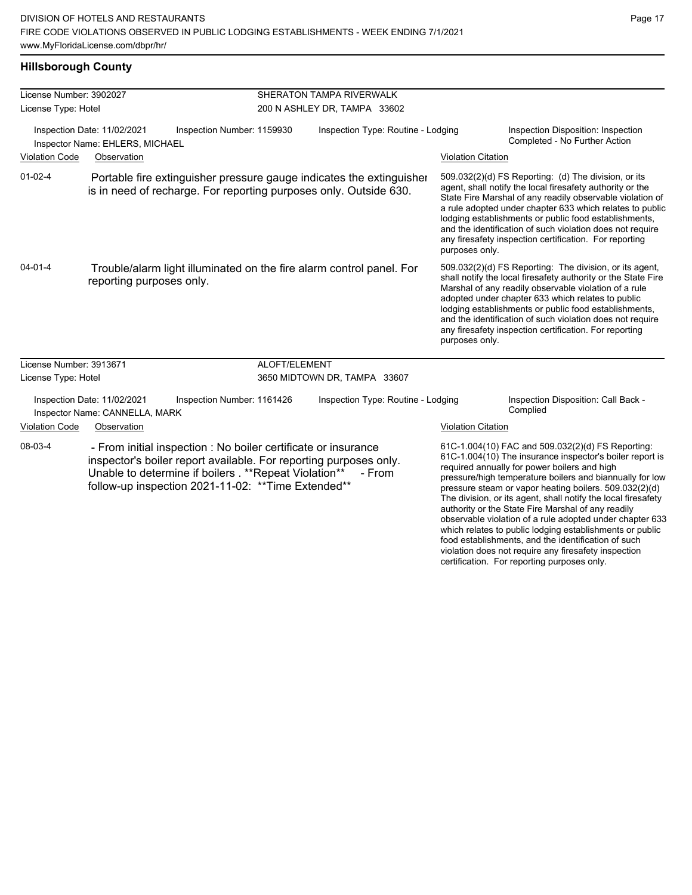## Hillsborough County

**License Number:** 3902027 — **SHERATON TAMPA RIVERWALK**
**License Type:** Hotel — 200 N ASHLEY DR, TAMPA 33602

Inspection Date: 11/02/2021 | Inspection Number: 1159930 | Inspection Type: Routine - Lodging | Inspection Disposition: Inspection Completed - No Further Action
Inspector Name: EHLERS, MICHAEL

| Violation Code | Observation | Violation Citation |
| --- | --- | --- |
| 01-02-4 | Portable fire extinguisher pressure gauge indicates the extinguisher is in need of recharge. For reporting purposes only. Outside 630. | 509.032(2)(d) FS Reporting: (d) The division, or its agent, shall notify the local firesafety authority or the State Fire Marshal of any readily observable violation of a rule adopted under chapter 633 which relates to public lodging establishments or public food establishments, and the identification of such violation does not require any firesafety inspection certification. For reporting purposes only. |
| 04-01-4 | Trouble/alarm light illuminated on the fire alarm control panel. For reporting purposes only. | 509.032(2)(d) FS Reporting: The division, or its agent, shall notify the local firesafety authority or the State Fire Marshal of any readily observable violation of a rule adopted under chapter 633 which relates to public lodging establishments or public food establishments, and the identification of such violation does not require any firesafety inspection certification. For reporting purposes only. |

**License Number:** 3913671 — **ALOFT/ELEMENT**
**License Type:** Hotel — 3650 MIDTOWN DR, TAMPA 33607

Inspection Date: 11/02/2021 | Inspection Number: 1161426 | Inspection Type: Routine - Lodging | Inspection Disposition: Call Back - Complied
Inspector Name: CANNELLA, MARK

| Violation Code | Observation | Violation Citation |
| --- | --- | --- |
| 08-03-4 | - From initial inspection : No boiler certificate or insurance inspector's boiler report available. For reporting purposes only. Unable to determine if boilers . **Repeat Violation** - From follow-up inspection 2021-11-02: **Time Extended** | 61C-1.004(10) FAC and 509.032(2)(d) FS Reporting: 61C-1.004(10) The insurance inspector's boiler report is required annually for power boilers and high pressure/high temperature boilers and biannually for low pressure steam or vapor heating boilers. 509.032(2)(d) The division, or its agent, shall notify the local firesafety authority or the State Fire Marshal of any readily observable violation of a rule adopted under chapter 633 which relates to public lodging establishments or public food establishments, and the identification of such violation does not require any firesafety inspection certification. For reporting purposes only. |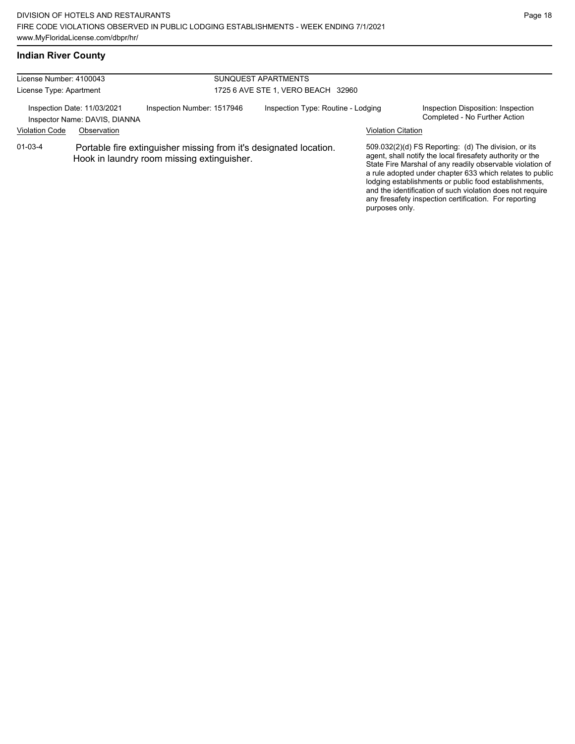## Indian River County

License Number: 4100043
License Type: Apartment

SUNQUEST APARTMENTS
1725 6 AVE STE 1, VERO BEACH 32960

Inspection Date: 11/03/2021
Inspector Name: DAVIS, DIANNA

Inspection Number: 1517946

Inspection Type: Routine - Lodging

Inspection Disposition: Inspection Completed - No Further Action

| Violation Code | Observation | Violation Citation |
|---|---|---|
| 01-03-4 | Portable fire extinguisher missing from it's designated location. Hook in laundry room missing extinguisher. | 509.032(2)(d) FS Reporting: (d) The division, or its agent, shall notify the local firesafety authority or the State Fire Marshal of any readily observable violation of a rule adopted under chapter 633 which relates to public lodging establishments or public food establishments, and the identification of such violation does not require any firesafety inspection certification. For reporting purposes only. |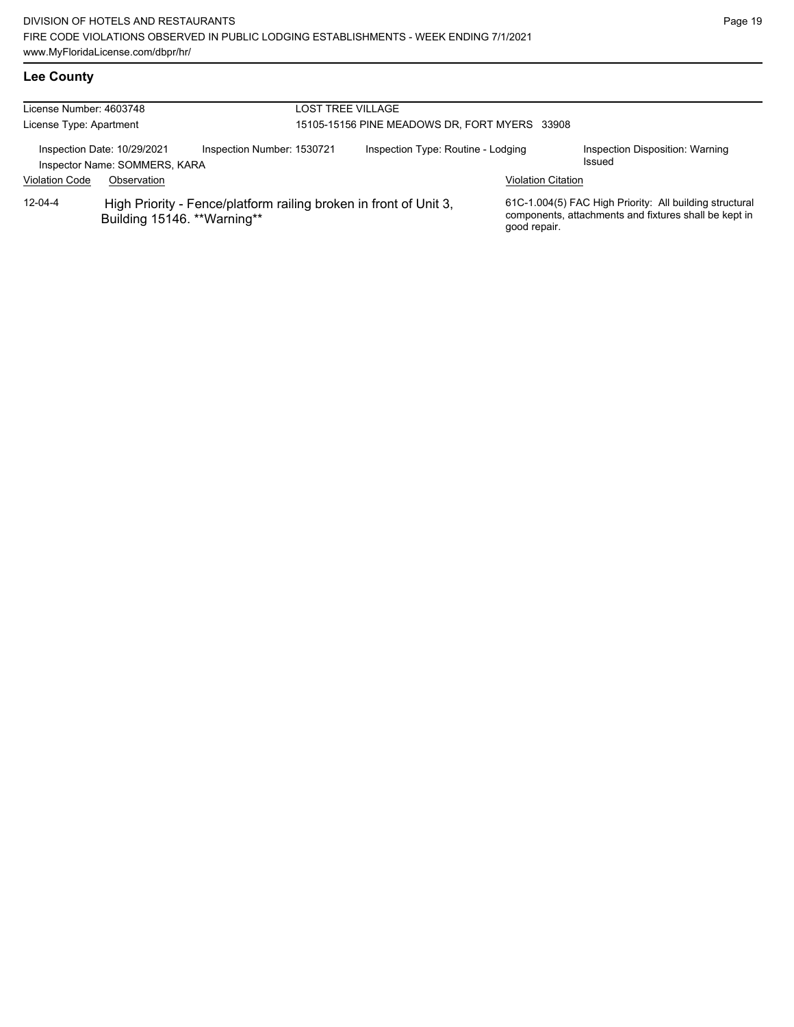## Lee County

License Number: 4603748

License Type: Apartment

LOST TREE VILLAGE

15105-15156 PINE MEADOWS DR, FORT MYERS 33908

Inspection Date: 10/29/2021

Inspector Name: SOMMERS, KARA

Inspection Number: 1530721

Inspection Type: Routine - Lodging

Inspection Disposition: Warning Issued

| Violation Code | Observation | Violation Citation |
| --- | --- | --- |
| 12-04-4 | High Priority - Fence/platform railing broken in front of Unit 3, Building 15146. **Warning** | 61C-1.004(5) FAC High Priority: All building structural components, attachments and fixtures shall be kept in good repair. |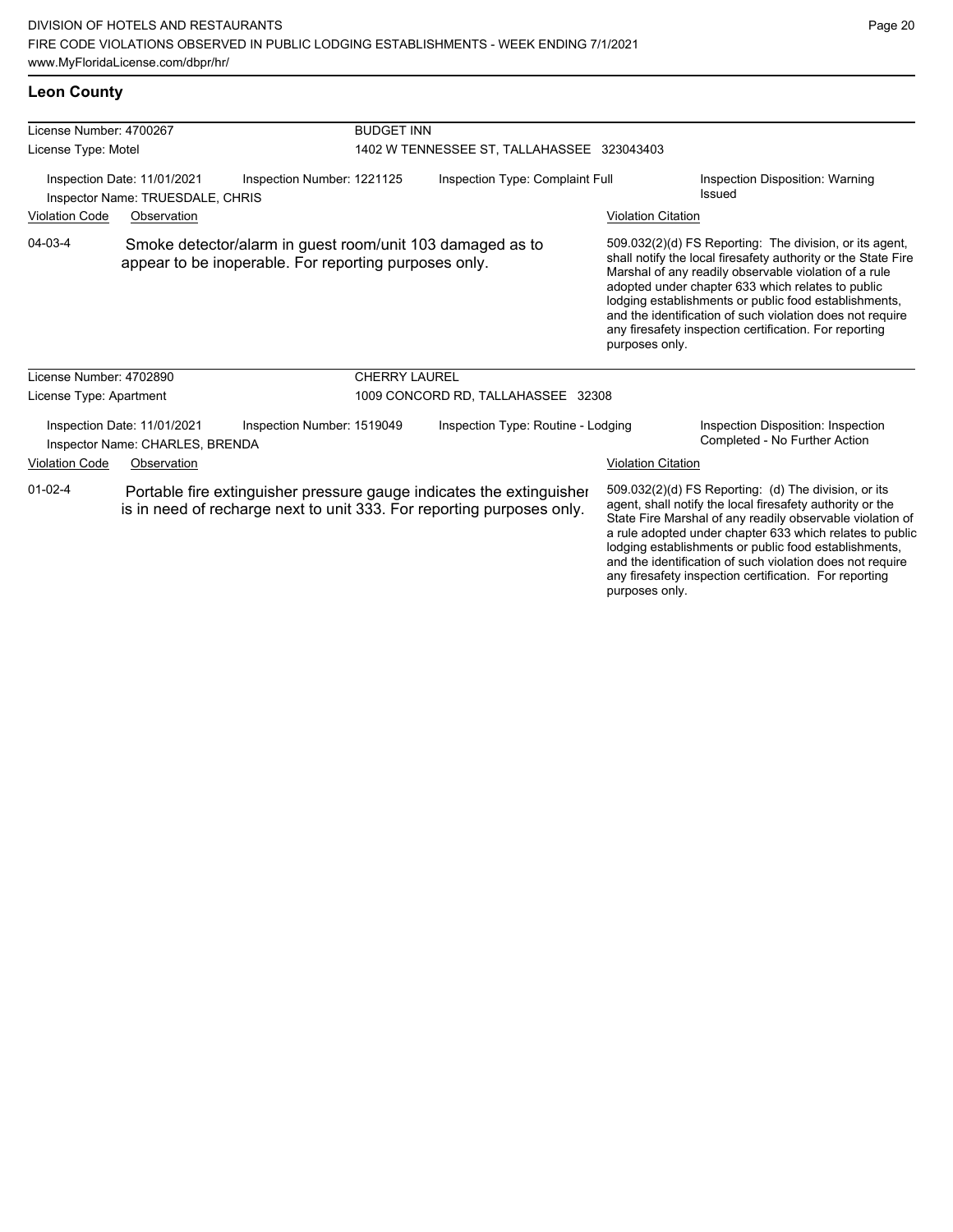## Leon County

**License Number:** 4700267 — **BUDGET INN**
**License Type:** Motel — 1402 W TENNESSEE ST, TALLAHASSEE 323043403

Inspection Date: 11/01/2021 | Inspection Number: 1221125 | Inspection Type: Complaint Full | Inspection Disposition: Warning Issued
Inspector Name: TRUESDALE, CHRIS

| Violation Code | Observation | Violation Citation |
| --- | --- | --- |
| 04-03-4 | Smoke detector/alarm in guest room/unit 103 damaged as to appear to be inoperable. For reporting purposes only. | 509.032(2)(d) FS Reporting: The division, or its agent, shall notify the local firesafety authority or the State Fire Marshal of any readily observable violation of a rule adopted under chapter 633 which relates to public lodging establishments or public food establishments, and the identification of such violation does not require any firesafety inspection certification. For reporting purposes only. |

**License Number:** 4702890 — **CHERRY LAUREL**
**License Type:** Apartment — 1009 CONCORD RD, TALLAHASSEE 32308

Inspection Date: 11/01/2021 | Inspection Number: 1519049 | Inspection Type: Routine - Lodging | Inspection Disposition: Inspection Completed - No Further Action
Inspector Name: CHARLES, BRENDA

| Violation Code | Observation | Violation Citation |
| --- | --- | --- |
| 01-02-4 | Portable fire extinguisher pressure gauge indicates the extinguisher is in need of recharge next to unit 333. For reporting purposes only. | 509.032(2)(d) FS Reporting: (d) The division, or its agent, shall notify the local firesafety authority or the State Fire Marshal of any readily observable violation of a rule adopted under chapter 633 which relates to public lodging establishments or public food establishments, and the identification of such violation does not require any firesafety inspection certification. For reporting purposes only. |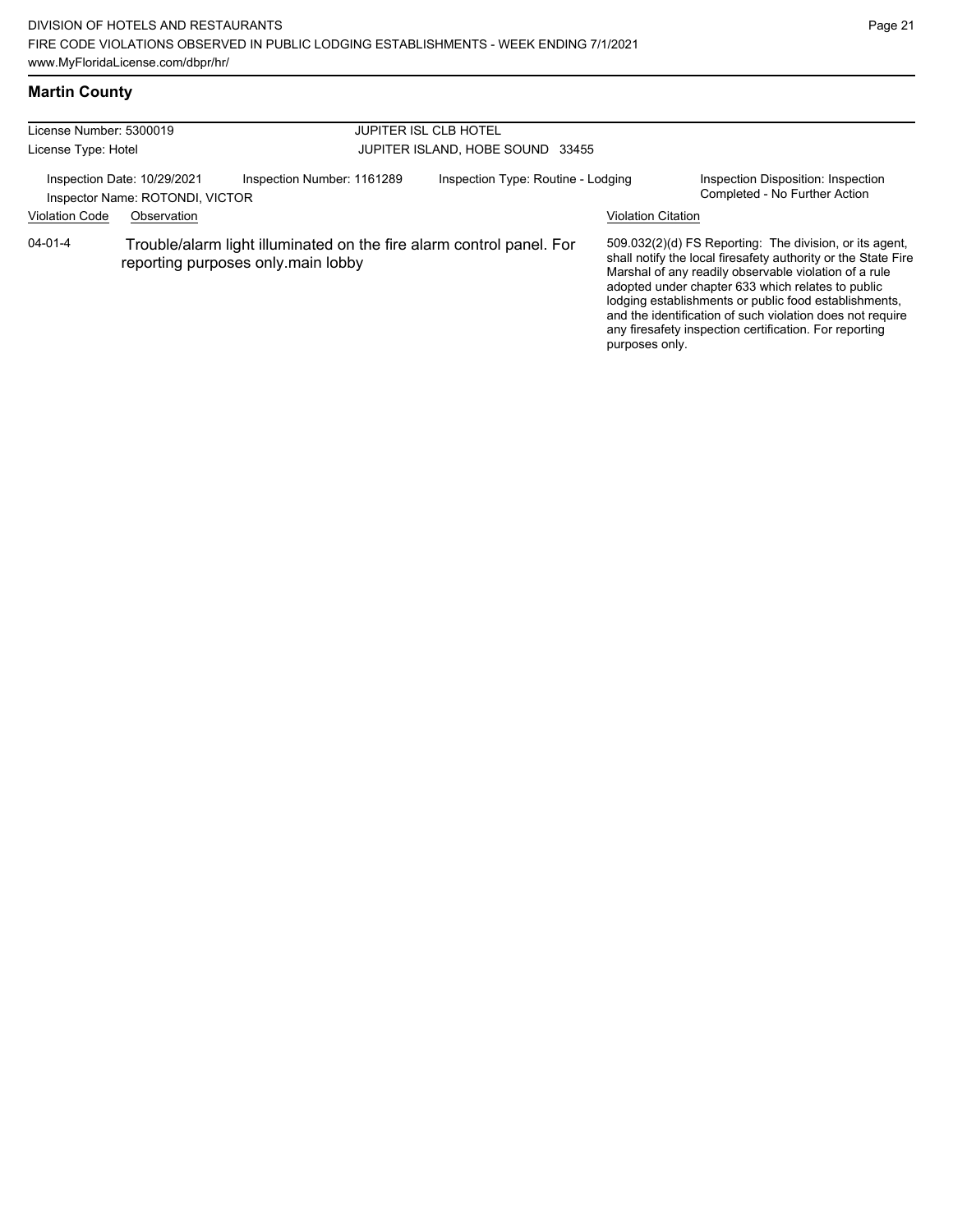## Martin County

| License Number: 5300019 | | JUPITER ISL CLB HOTEL | |
|---|---|---|---|
| License Type: Hotel | | JUPITER ISLAND, HOBE SOUND 33455 | |
| Inspection Date: 10/29/2021 | Inspection Number: 1161289 | Inspection Type: Routine - Lodging | Inspection Disposition: Inspection Completed - No Further Action |
| Inspector Name: ROTONDI, VICTOR | | | |

| Violation Code | Observation | Violation Citation |
|---|---|---|
| 04-01-4 | Trouble/alarm light illuminated on the fire alarm control panel. For reporting purposes only.main lobby | 509.032(2)(d) FS Reporting: The division, or its agent, shall notify the local firesafety authority or the State Fire Marshal of any readily observable violation of a rule adopted under chapter 633 which relates to public lodging establishments or public food establishments, and the identification of such violation does not require any firesafety inspection certification. For reporting purposes only. |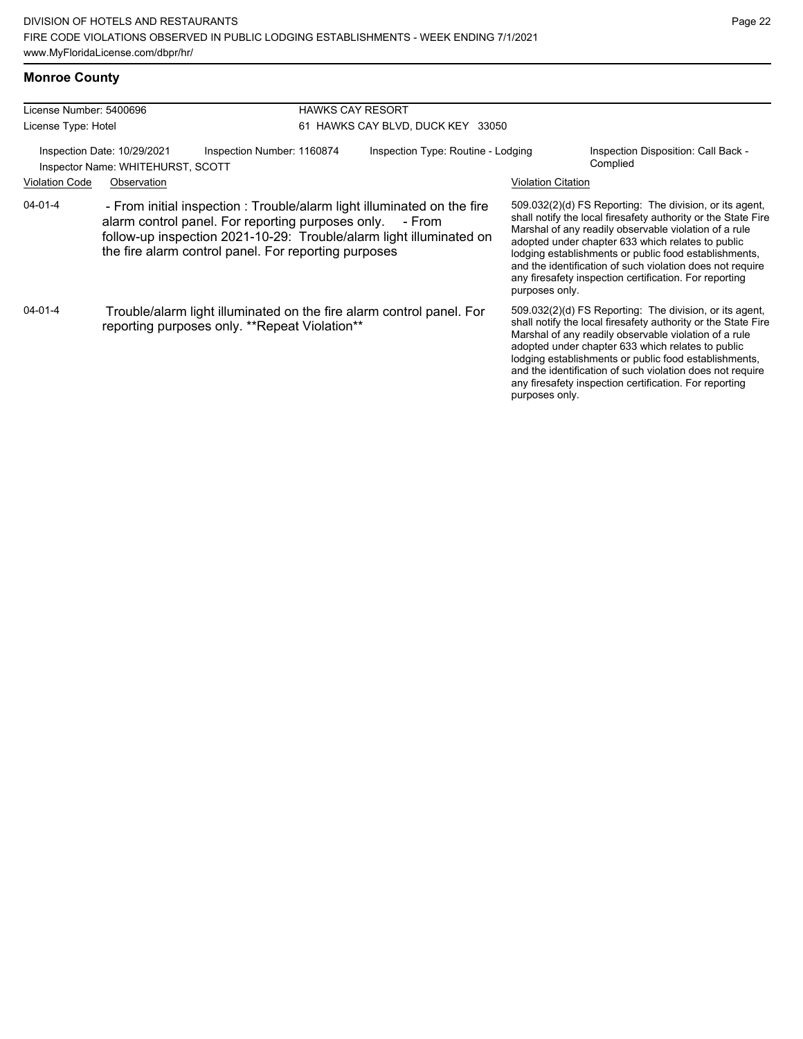## Monroe County

| License Number: 5400696 | HAWKS CAY RESORT |
|---|---|
| License Type: Hotel | 61 HAWKS CAY BLVD, DUCK KEY 33050 |

Inspection Date: 10/29/2021 | Inspection Number: 1160874 | Inspection Type: Routine - Lodging | Inspection Disposition: Call Back - Complied

Inspector Name: WHITEHURST, SCOTT

| Violation Code | Observation | Violation Citation |
|---|---|---|
| 04-01-4 | - From initial inspection : Trouble/alarm light illuminated on the fire alarm control panel. For reporting purposes only. - From follow-up inspection 2021-10-29: Trouble/alarm light illuminated on the fire alarm control panel. For reporting purposes | 509.032(2)(d) FS Reporting: The division, or its agent, shall notify the local firesafety authority or the State Fire Marshal of any readily observable violation of a rule adopted under chapter 633 which relates to public lodging establishments or public food establishments, and the identification of such violation does not require any firesafety inspection certification. For reporting purposes only. |
| 04-01-4 | Trouble/alarm light illuminated on the fire alarm control panel. For reporting purposes only. **Repeat Violation** | 509.032(2)(d) FS Reporting: The division, or its agent, shall notify the local firesafety authority or the State Fire Marshal of any readily observable violation of a rule adopted under chapter 633 which relates to public lodging establishments or public food establishments, and the identification of such violation does not require any firesafety inspection certification. For reporting purposes only. |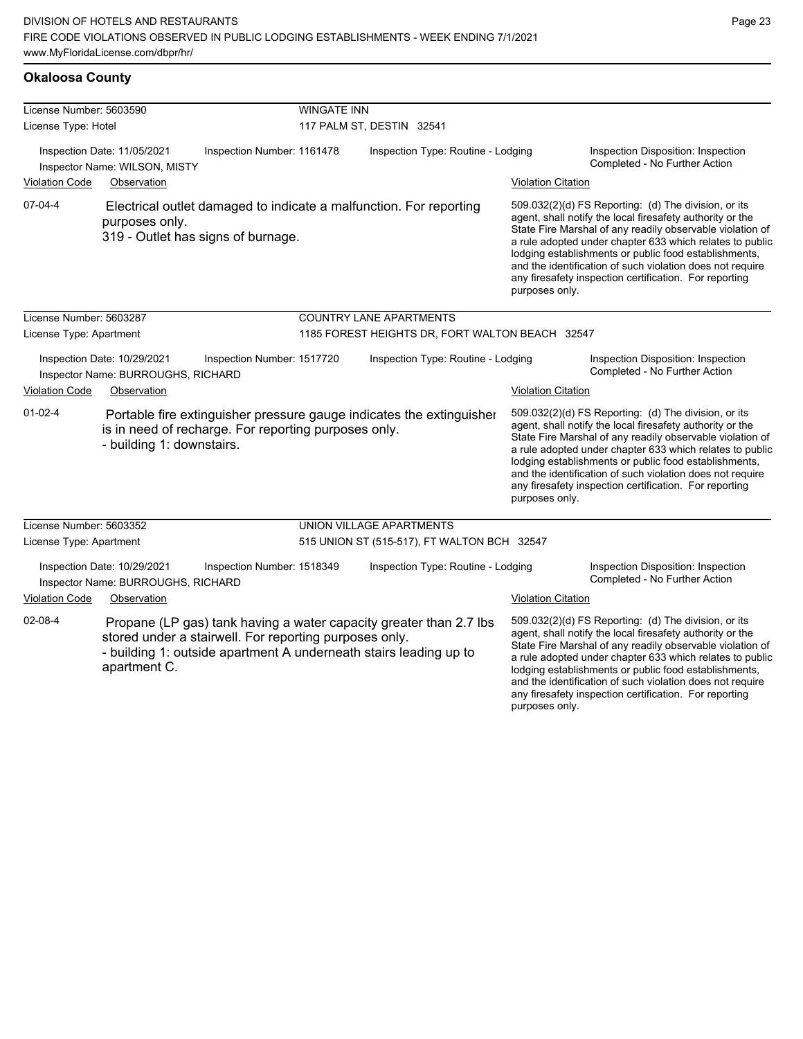## Okaloosa County

**License Number:** 5603590 — **WINGATE INN**
**License Type:** Hotel — 117 PALM ST, DESTIN 32541

Inspection Date: 11/05/2021 | Inspection Number: 1161478 | Inspection Type: Routine - Lodging | Inspection Disposition: Inspection Completed - No Further Action
Inspector Name: WILSON, MISTY

| Violation Code | Observation | Violation Citation |
|---|---|---|
| 07-04-4 | Electrical outlet damaged to indicate a malfunction. For reporting purposes only. 319 - Outlet has signs of burnage. | 509.032(2)(d) FS Reporting: (d) The division, or its agent, shall notify the local firesafety authority or the State Fire Marshal of any readily observable violation of a rule adopted under chapter 633 which relates to public lodging establishments or public food establishments, and the identification of such violation does not require any firesafety inspection certification. For reporting purposes only. |

**License Number:** 5603287 — **COUNTRY LANE APARTMENTS**
**License Type:** Apartment — 1185 FOREST HEIGHTS DR, FORT WALTON BEACH 32547

Inspection Date: 10/29/2021 | Inspection Number: 1517720 | Inspection Type: Routine - Lodging | Inspection Disposition: Inspection Completed - No Further Action
Inspector Name: BURROUGHS, RICHARD

| Violation Code | Observation | Violation Citation |
|---|---|---|
| 01-02-4 | Portable fire extinguisher pressure gauge indicates the extinguisher is in need of recharge. For reporting purposes only. - building 1: downstairs. | 509.032(2)(d) FS Reporting: (d) The division, or its agent, shall notify the local firesafety authority or the State Fire Marshal of any readily observable violation of a rule adopted under chapter 633 which relates to public lodging establishments or public food establishments, and the identification of such violation does not require any firesafety inspection certification. For reporting purposes only. |

**License Number:** 5603352 — **UNION VILLAGE APARTMENTS**
**License Type:** Apartment — 515 UNION ST (515-517), FT WALTON BCH 32547

Inspection Date: 10/29/2021 | Inspection Number: 1518349 | Inspection Type: Routine - Lodging | Inspection Disposition: Inspection Completed - No Further Action
Inspector Name: BURROUGHS, RICHARD

| Violation Code | Observation | Violation Citation |
|---|---|---|
| 02-08-4 | Propane (LP gas) tank having a water capacity greater than 2.7 lbs stored under a stairwell. For reporting purposes only. - building 1: outside apartment A underneath stairs leading up to apartment C. | 509.032(2)(d) FS Reporting: (d) The division, or its agent, shall notify the local firesafety authority or the State Fire Marshal of any readily observable violation of a rule adopted under chapter 633 which relates to public lodging establishments or public food establishments, and the identification of such violation does not require any firesafety inspection certification. For reporting purposes only. |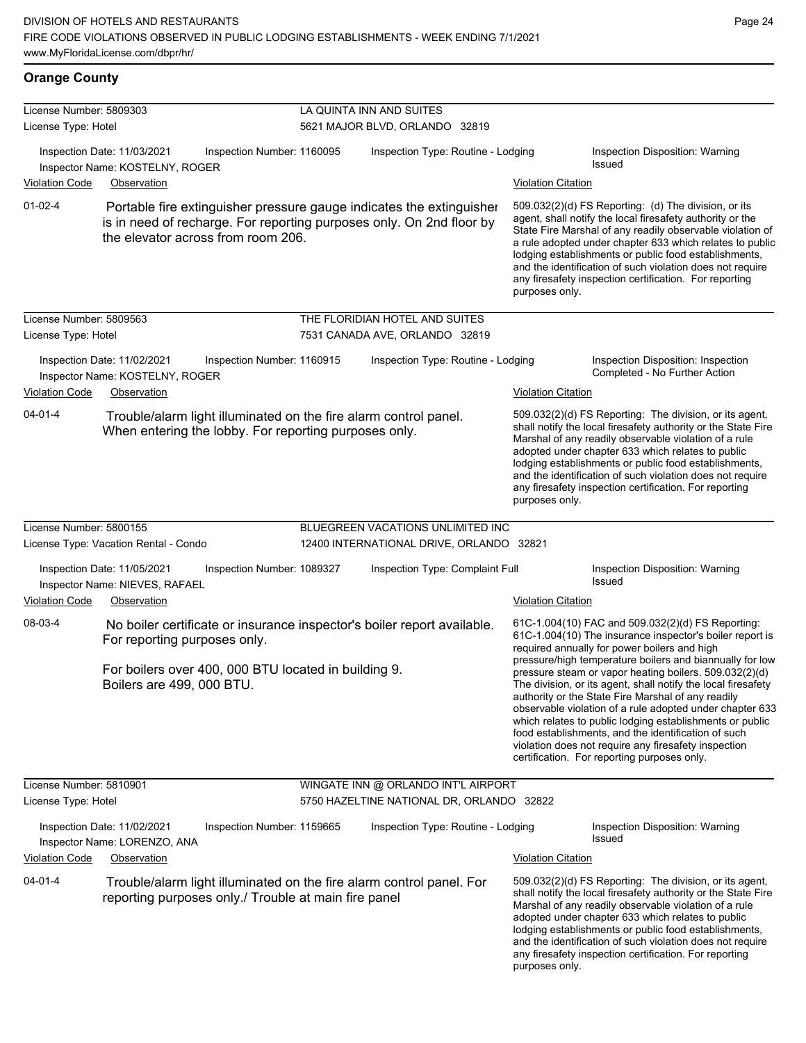## Orange County

**License Number:** 5809303 — **LA QUINTA INN AND SUITES**
**License Type:** Hotel — 5621 MAJOR BLVD, ORLANDO 32819

Inspection Date: 11/03/2021 | Inspection Number: 1160095 | Inspection Type: Routine - Lodging | Inspection Disposition: Warning Issued
Inspector Name: KOSTELNY, ROGER

| Violation Code | Observation | Violation Citation |
|---|---|---|
| 01-02-4 | Portable fire extinguisher pressure gauge indicates the extinguisher is in need of recharge. For reporting purposes only. On 2nd floor by the elevator across from room 206. | 509.032(2)(d) FS Reporting: (d) The division, or its agent, shall notify the local firesafety authority or the State Fire Marshal of any readily observable violation of a rule adopted under chapter 633 which relates to public lodging establishments or public food establishments, and the identification of such violation does not require any firesafety inspection certification. For reporting purposes only. |

**License Number:** 5809563 — **THE FLORIDIAN HOTEL AND SUITES**
**License Type:** Hotel — 7531 CANADA AVE, ORLANDO 32819

Inspection Date: 11/02/2021 | Inspection Number: 1160915 | Inspection Type: Routine - Lodging | Inspection Disposition: Inspection Completed - No Further Action
Inspector Name: KOSTELNY, ROGER

| Violation Code | Observation | Violation Citation |
|---|---|---|
| 04-01-4 | Trouble/alarm light illuminated on the fire alarm control panel. When entering the lobby. For reporting purposes only. | 509.032(2)(d) FS Reporting: The division, or its agent, shall notify the local firesafety authority or the State Fire Marshal of any readily observable violation of a rule adopted under chapter 633 which relates to public lodging establishments or public food establishments, and the identification of such violation does not require any firesafety inspection certification. For reporting purposes only. |

**License Number:** 5800155 — **BLUEGREEN VACATIONS UNLIMITED INC**
**License Type:** Vacation Rental - Condo — 12400 INTERNATIONAL DRIVE, ORLANDO 32821

Inspection Date: 11/05/2021 | Inspection Number: 1089327 | Inspection Type: Complaint Full | Inspection Disposition: Warning Issued
Inspector Name: NIEVES, RAFAEL

| Violation Code | Observation | Violation Citation |
|---|---|---|
| 08-03-4 | No boiler certificate or insurance inspector's boiler report available. For reporting purposes only.<br><br>For boilers over 400, 000 BTU located in building 9. Boilers are 499, 000 BTU. | 61C-1.004(10) FAC and 509.032(2)(d) FS Reporting: 61C-1.004(10) The insurance inspector's boiler report is required annually for power boilers and high pressure/high temperature boilers and biannually for low pressure steam or vapor heating boilers. 509.032(2)(d) The division, or its agent, shall notify the local firesafety authority or the State Fire Marshal of any readily observable violation of a rule adopted under chapter 633 which relates to public lodging establishments or public food establishments, and the identification of such violation does not require any firesafety inspection certification. For reporting purposes only. |

**License Number:** 5810901 — **WINGATE INN @ ORLANDO INT'L AIRPORT**
**License Type:** Hotel — 5750 HAZELTINE NATIONAL DR, ORLANDO 32822

Inspection Date: 11/02/2021 | Inspection Number: 1159665 | Inspection Type: Routine - Lodging | Inspection Disposition: Warning Issued
Inspector Name: LORENZO, ANA

| Violation Code | Observation | Violation Citation |
|---|---|---|
| 04-01-4 | Trouble/alarm light illuminated on the fire alarm control panel. For reporting purposes only./ Trouble at main fire panel | 509.032(2)(d) FS Reporting: The division, or its agent, shall notify the local firesafety authority or the State Fire Marshal of any readily observable violation of a rule adopted under chapter 633 which relates to public lodging establishments or public food establishments, and the identification of such violation does not require any firesafety inspection certification. For reporting purposes only. |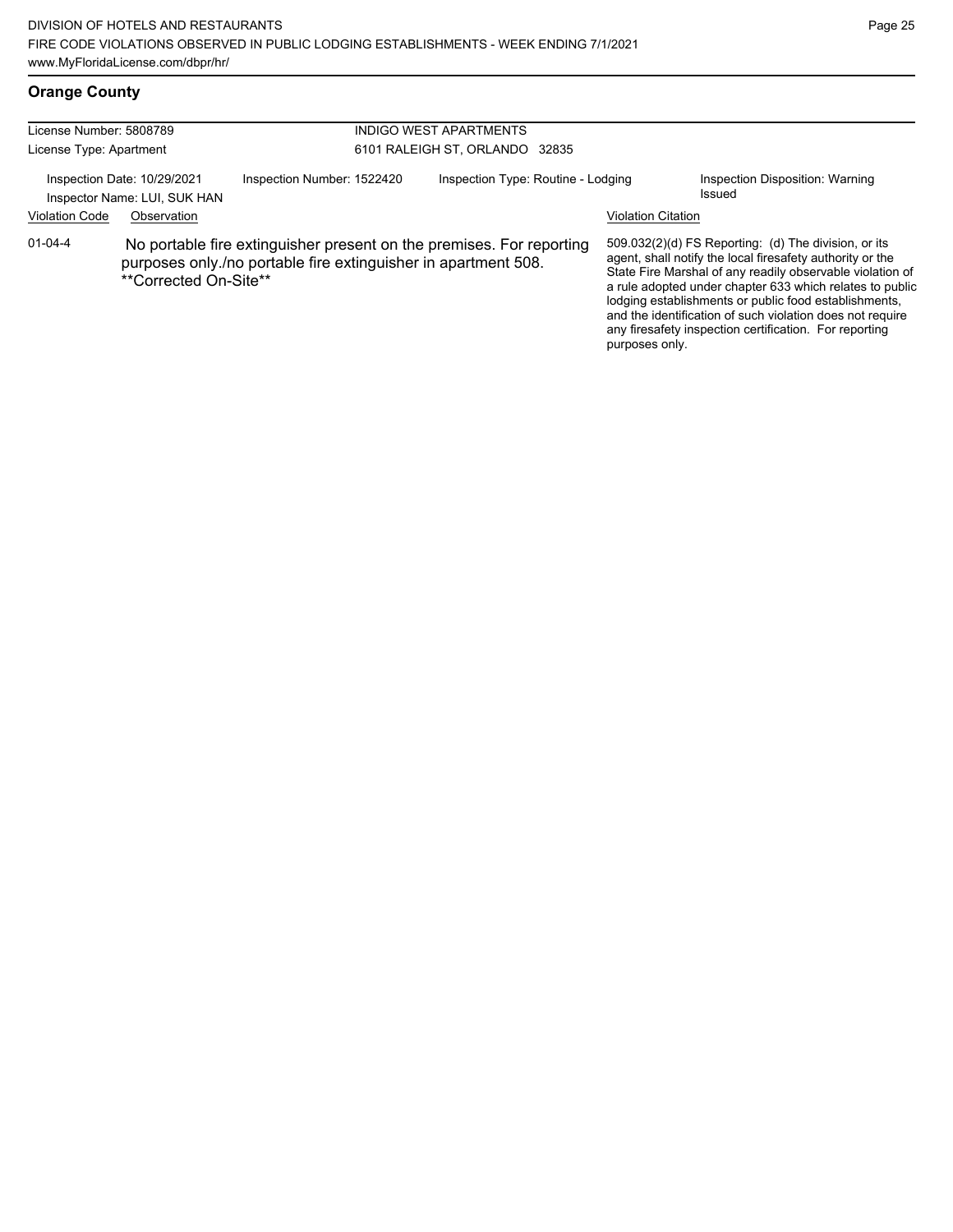## Orange County

| License Number: 5808789 | INDIGO WEST APARTMENTS |
|---|---|
| License Type: Apartment | 6101 RALEIGH ST, ORLANDO 32835 |

| Inspection Date: 10/29/2021 | Inspection Number: 1522420 | Inspection Type: Routine - Lodging | Inspection Disposition: Warning Issued |
|---|---|---|---|
| Inspector Name: LUI, SUK HAN | | | |

| Violation Code | Observation | Violation Citation |
|---|---|---|
| 01-04-4 | No portable fire extinguisher present on the premises. For reporting purposes only./no portable fire extinguisher in apartment 508. **Corrected On-Site** | 509.032(2)(d) FS Reporting: (d) The division, or its agent, shall notify the local firesafety authority or the State Fire Marshal of any readily observable violation of a rule adopted under chapter 633 which relates to public lodging establishments or public food establishments, and the identification of such violation does not require any firesafety inspection certification. For reporting purposes only. |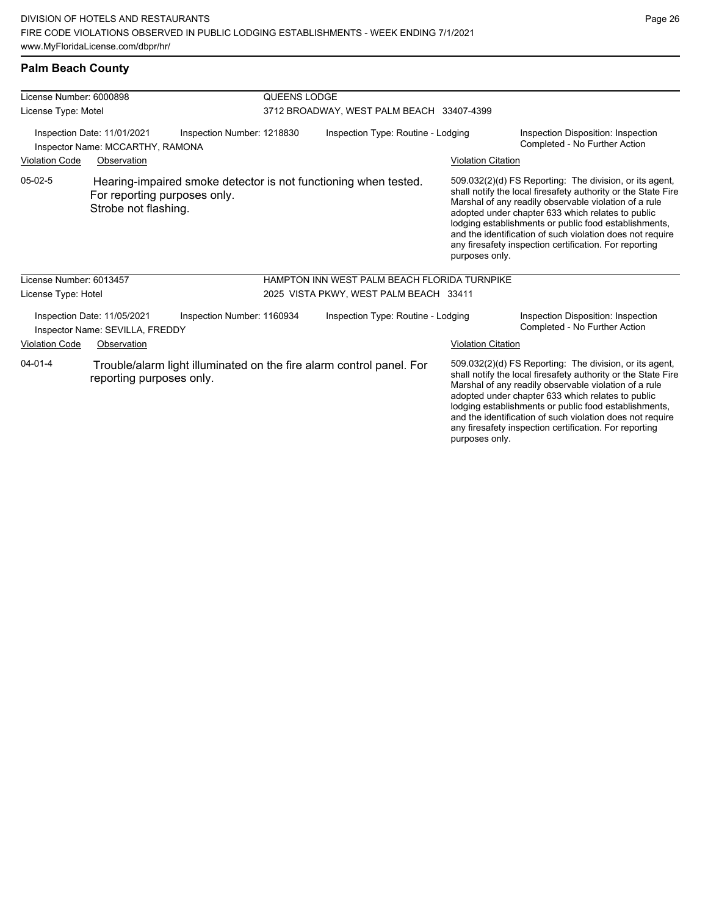## Palm Beach County

| License Number: 6000898 | QUEENS LODGE |
|---|---|
| License Type: Motel | 3712 BROADWAY, WEST PALM BEACH 33407-4399 |

Inspection Date: 11/01/2021 | Inspection Number: 1218830 | Inspection Type: Routine - Lodging | Inspection Disposition: Inspection Completed - No Further Action

Inspector Name: MCCARTHY, RAMONA

| Violation Code | Observation | Violation Citation |
|---|---|---|
| 05-02-5 | Hearing-impaired smoke detector is not functioning when tested. For reporting purposes only. Strobe not flashing. | 509.032(2)(d) FS Reporting: The division, or its agent, shall notify the local firesafety authority or the State Fire Marshal of any readily observable violation of a rule adopted under chapter 633 which relates to public lodging establishments or public food establishments, and the identification of such violation does not require any firesafety inspection certification. For reporting purposes only. |

| License Number: 6013457 | HAMPTON INN WEST PALM BEACH FLORIDA TURNPIKE |
|---|---|
| License Type: Hotel | 2025 VISTA PKWY, WEST PALM BEACH 33411 |

Inspection Date: 11/05/2021 | Inspection Number: 1160934 | Inspection Type: Routine - Lodging | Inspection Disposition: Inspection Completed - No Further Action

Inspector Name: SEVILLA, FREDDY

| Violation Code | Observation | Violation Citation |
|---|---|---|
| 04-01-4 | Trouble/alarm light illuminated on the fire alarm control panel. For reporting purposes only. | 509.032(2)(d) FS Reporting: The division, or its agent, shall notify the local firesafety authority or the State Fire Marshal of any readily observable violation of a rule adopted under chapter 633 which relates to public lodging establishments or public food establishments, and the identification of such violation does not require any firesafety inspection certification. For reporting purposes only. |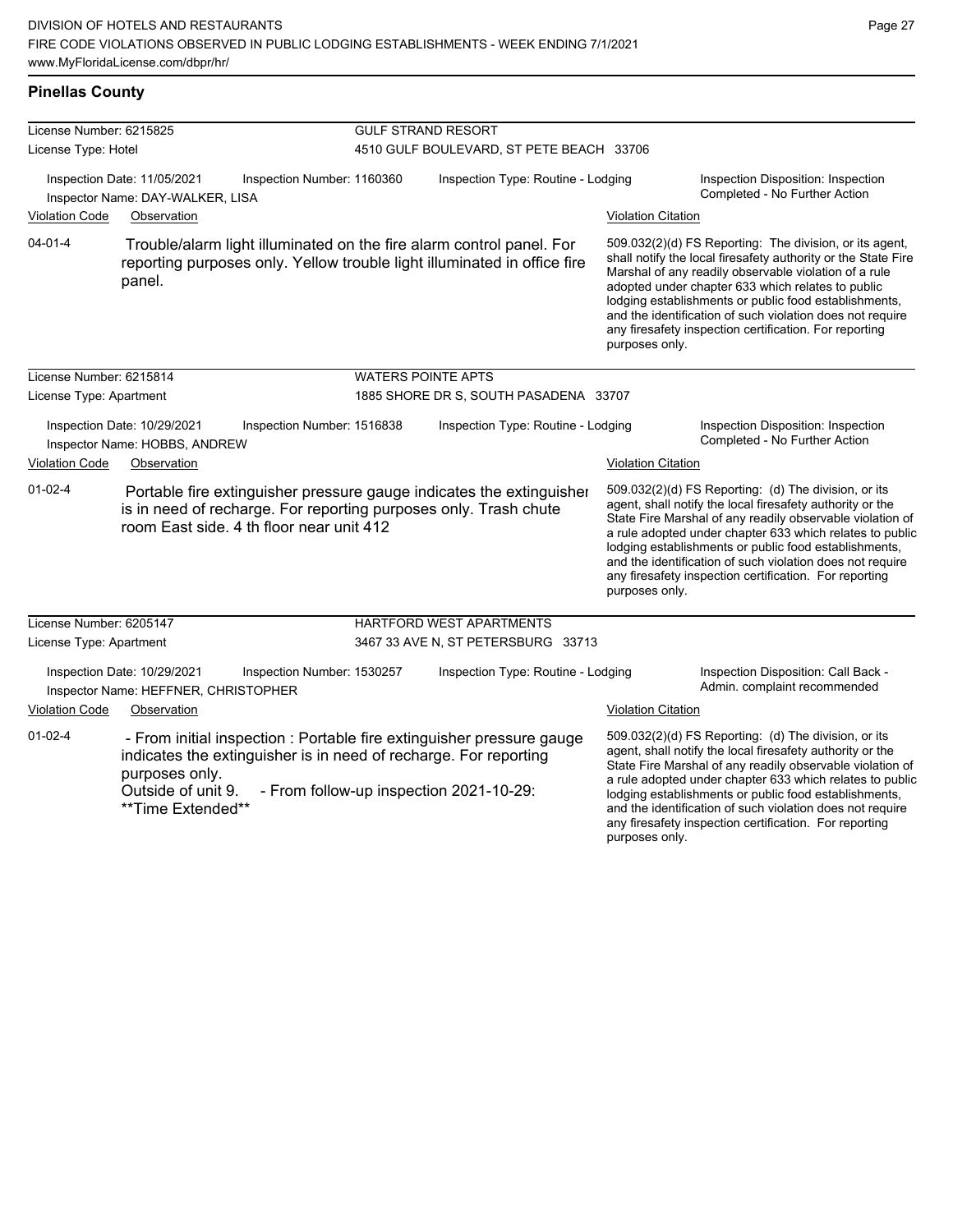## Pinellas County

| License Number: 6215825 | | GULF STRAND RESORT | |
|---|---|---|---|
| License Type: Hotel | | 4510 GULF BOULEVARD, ST PETE BEACH 33706 | |
| Inspection Date: 11/05/2021 | Inspection Number: 1160360 | Inspection Type: Routine - Lodging | Inspection Disposition: Inspection Completed - No Further Action |
| Inspector Name: DAY-WALKER, LISA | | | |

| Violation Code | Observation | Violation Citation |
|---|---|---|
| 04-01-4 | Trouble/alarm light illuminated on the fire alarm control panel. For reporting purposes only. Yellow trouble light illuminated in office fire panel. | 509.032(2)(d) FS Reporting: The division, or its agent, shall notify the local firesafety authority or the State Fire Marshal of any readily observable violation of a rule adopted under chapter 633 which relates to public lodging establishments or public food establishments, and the identification of such violation does not require any firesafety inspection certification. For reporting purposes only. |

| License Number: 6215814 | | WATERS POINTE APTS | |
|---|---|---|---|
| License Type: Apartment | | 1885 SHORE DR S, SOUTH PASADENA 33707 | |
| Inspection Date: 10/29/2021 | Inspection Number: 1516838 | Inspection Type: Routine - Lodging | Inspection Disposition: Inspection Completed - No Further Action |
| Inspector Name: HOBBS, ANDREW | | | |

| Violation Code | Observation | Violation Citation |
|---|---|---|
| 01-02-4 | Portable fire extinguisher pressure gauge indicates the extinguisher is in need of recharge. For reporting purposes only. Trash chute room East side. 4 th floor near unit 412 | 509.032(2)(d) FS Reporting: (d) The division, or its agent, shall notify the local firesafety authority or the State Fire Marshal of any readily observable violation of a rule adopted under chapter 633 which relates to public lodging establishments or public food establishments, and the identification of such violation does not require any firesafety inspection certification. For reporting purposes only. |

| License Number: 6205147 | | HARTFORD WEST APARTMENTS | |
|---|---|---|---|
| License Type: Apartment | | 3467 33 AVE N, ST PETERSBURG 33713 | |
| Inspection Date: 10/29/2021 | Inspection Number: 1530257 | Inspection Type: Routine - Lodging | Inspection Disposition: Call Back - Admin. complaint recommended |
| Inspector Name: HEFFNER, CHRISTOPHER | | | |

| Violation Code | Observation | Violation Citation |
|---|---|---|
| 01-02-4 | - From initial inspection : Portable fire extinguisher pressure gauge indicates the extinguisher is in need of recharge. For reporting purposes only. Outside of unit 9. - From follow-up inspection 2021-10-29: **Time Extended** | 509.032(2)(d) FS Reporting: (d) The division, or its agent, shall notify the local firesafety authority or the State Fire Marshal of any readily observable violation of a rule adopted under chapter 633 which relates to public lodging establishments or public food establishments, and the identification of such violation does not require any firesafety inspection certification. For reporting purposes only. |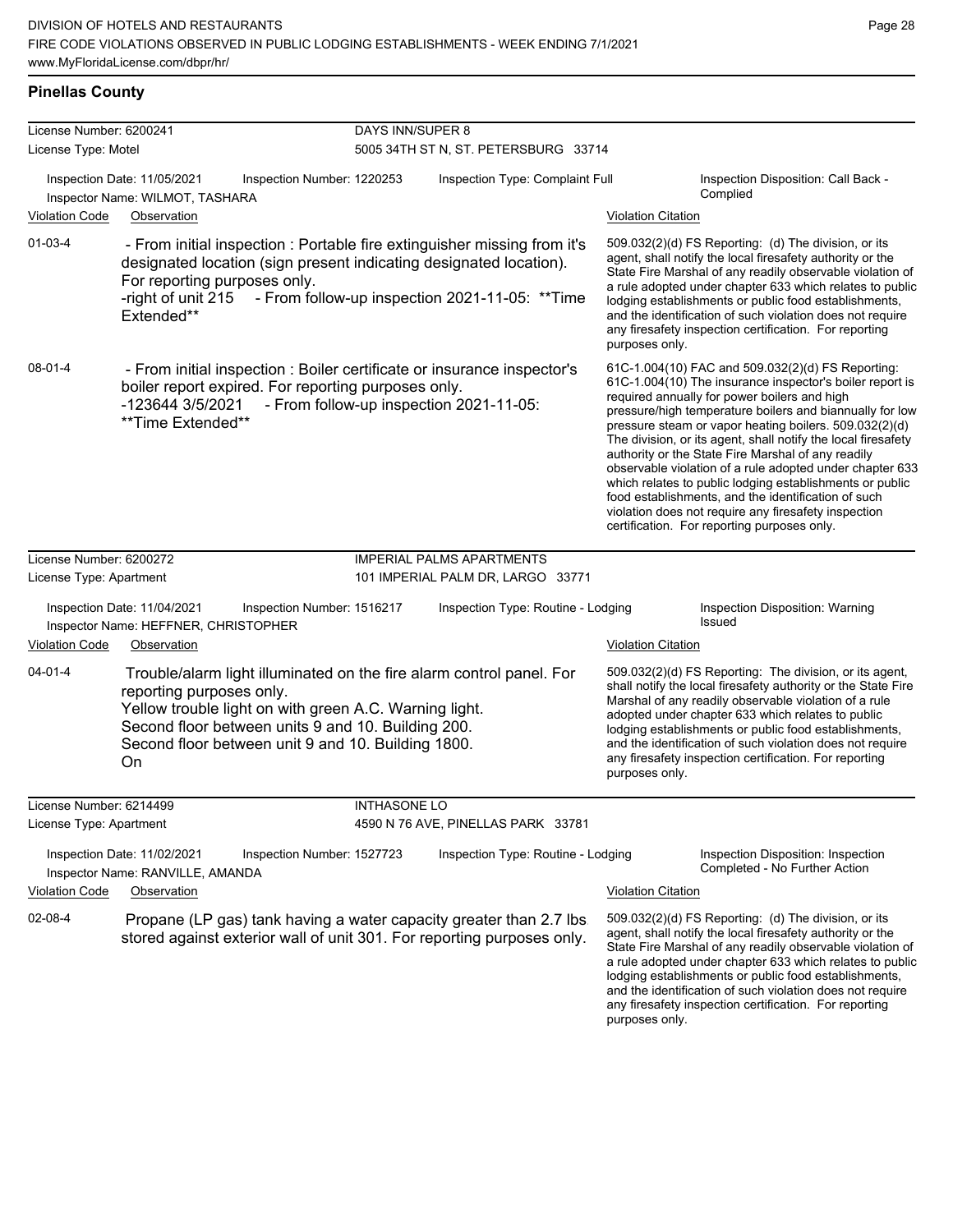## Pinellas County

**License Number:** 6200241 — DAYS INN/SUPER 8
**License Type:** Motel — 5005 34TH ST N, ST. PETERSBURG 33714

Inspection Date: 11/05/2021 | Inspection Number: 1220253 | Inspection Type: Complaint Full | Inspection Disposition: Call Back - Complied
Inspector Name: WILMOT, TASHARA

| Violation Code | Observation | Violation Citation |
| --- | --- | --- |
| 01-03-4 | - From initial inspection : Portable fire extinguisher missing from it's designated location (sign present indicating designated location). For reporting purposes only. -right of unit 215 - From follow-up inspection 2021-11-05: **Time Extended** | 509.032(2)(d) FS Reporting: (d) The division, or its agent, shall notify the local firesafety authority or the State Fire Marshal of any readily observable violation of a rule adopted under chapter 633 which relates to public lodging establishments or public food establishments, and the identification of such violation does not require any firesafety inspection certification. For reporting purposes only. |
| 08-01-4 | - From initial inspection : Boiler certificate or insurance inspector's boiler report expired. For reporting purposes only. -123644 3/5/2021 - From follow-up inspection 2021-11-05: **Time Extended** | 61C-1.004(10) FAC and 509.032(2)(d) FS Reporting: 61C-1.004(10) The insurance inspector's boiler report is required annually for power boilers and high pressure/high temperature boilers and biannually for low pressure steam or vapor heating boilers. 509.032(2)(d) The division, or its agent, shall notify the local firesafety authority or the State Fire Marshal of any readily observable violation of a rule adopted under chapter 633 which relates to public lodging establishments or public food establishments, and the identification of such violation does not require any firesafety inspection certification. For reporting purposes only. |

**License Number:** 6200272 — IMPERIAL PALMS APARTMENTS
**License Type:** Apartment — 101 IMPERIAL PALM DR, LARGO 33771

Inspection Date: 11/04/2021 | Inspection Number: 1516217 | Inspection Type: Routine - Lodging | Inspection Disposition: Warning Issued
Inspector Name: HEFFNER, CHRISTOPHER

| Violation Code | Observation | Violation Citation |
| --- | --- | --- |
| 04-01-4 | Trouble/alarm light illuminated on the fire alarm control panel. For reporting purposes only. Yellow trouble light on with green A.C. Warning light. Second floor between units 9 and 10. Building 200. Second floor between unit 9 and 10. Building 1800. On | 509.032(2)(d) FS Reporting: The division, or its agent, shall notify the local firesafety authority or the State Fire Marshal of any readily observable violation of a rule adopted under chapter 633 which relates to public lodging establishments or public food establishments, and the identification of such violation does not require any firesafety inspection certification. For reporting purposes only. |

**License Number:** 6214499 — INTHASONE LO
**License Type:** Apartment — 4590 N 76 AVE, PINELLAS PARK 33781

Inspection Date: 11/02/2021 | Inspection Number: 1527723 | Inspection Type: Routine - Lodging | Inspection Disposition: Inspection Completed - No Further Action
Inspector Name: RANVILLE, AMANDA

| Violation Code | Observation | Violation Citation |
| --- | --- | --- |
| 02-08-4 | Propane (LP gas) tank having a water capacity greater than 2.7 lbs stored against exterior wall of unit 301. For reporting purposes only. | 509.032(2)(d) FS Reporting: (d) The division, or its agent, shall notify the local firesafety authority or the State Fire Marshal of any readily observable violation of a rule adopted under chapter 633 which relates to public lodging establishments or public food establishments, and the identification of such violation does not require any firesafety inspection certification. For reporting purposes only. |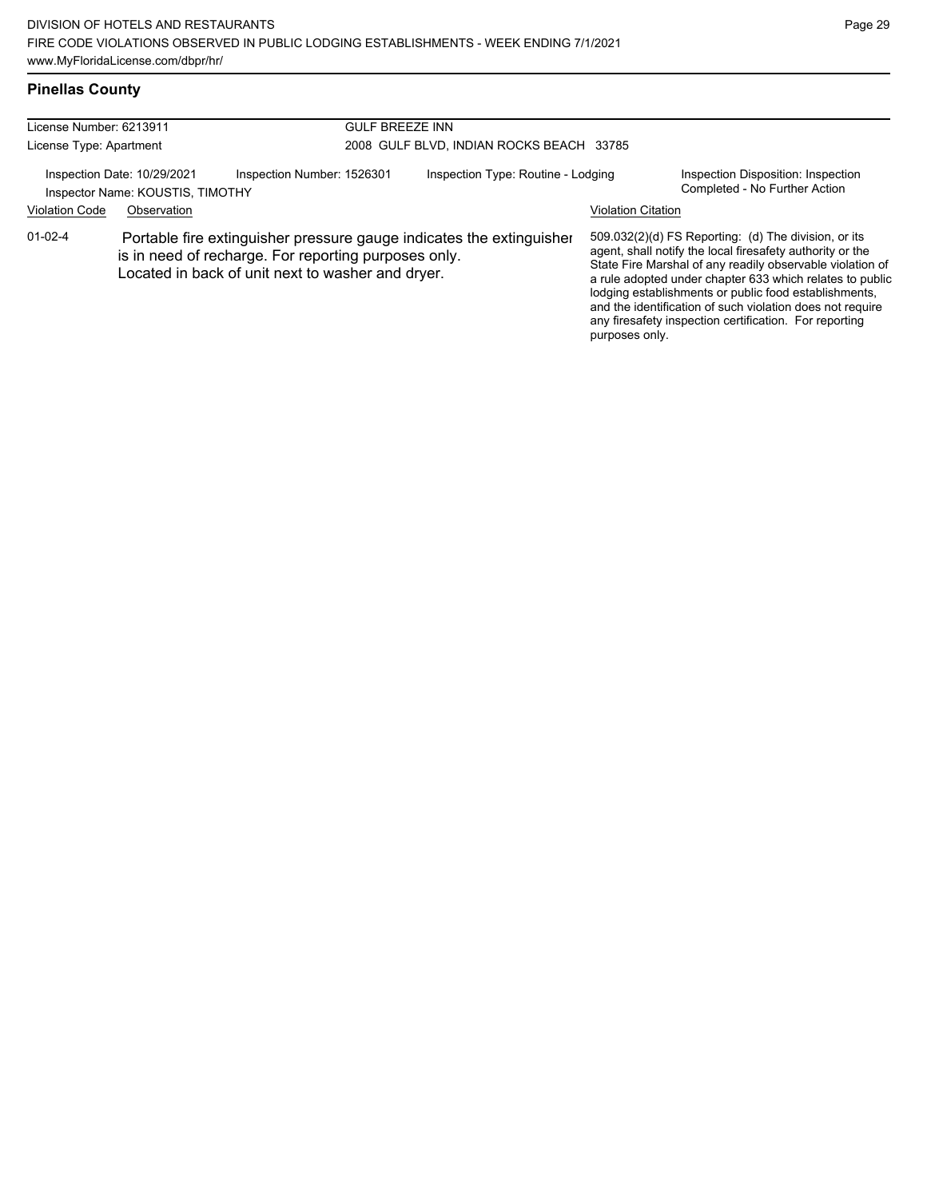## Pinellas County

| License Number: 6213911 | GULF BREEZE INN |
|---|---|
| License Type: Apartment | 2008 GULF BLVD, INDIAN ROCKS BEACH 33785 |

Inspection Date: 10/29/2021 | Inspection Number: 1526301 | Inspection Type: Routine - Lodging | Inspection Disposition: Inspection Completed - No Further Action

Inspector Name: KOUSTIS, TIMOTHY

| Violation Code | Observation | Violation Citation |
|---|---|---|
| 01-02-4 | Portable fire extinguisher pressure gauge indicates the extinguisher is in need of recharge. For reporting purposes only. Located in back of unit next to washer and dryer. | 509.032(2)(d) FS Reporting: (d) The division, or its agent, shall notify the local firesafety authority or the State Fire Marshal of any readily observable violation of a rule adopted under chapter 633 which relates to public lodging establishments or public food establishments, and the identification of such violation does not require any firesafety inspection certification. For reporting purposes only. |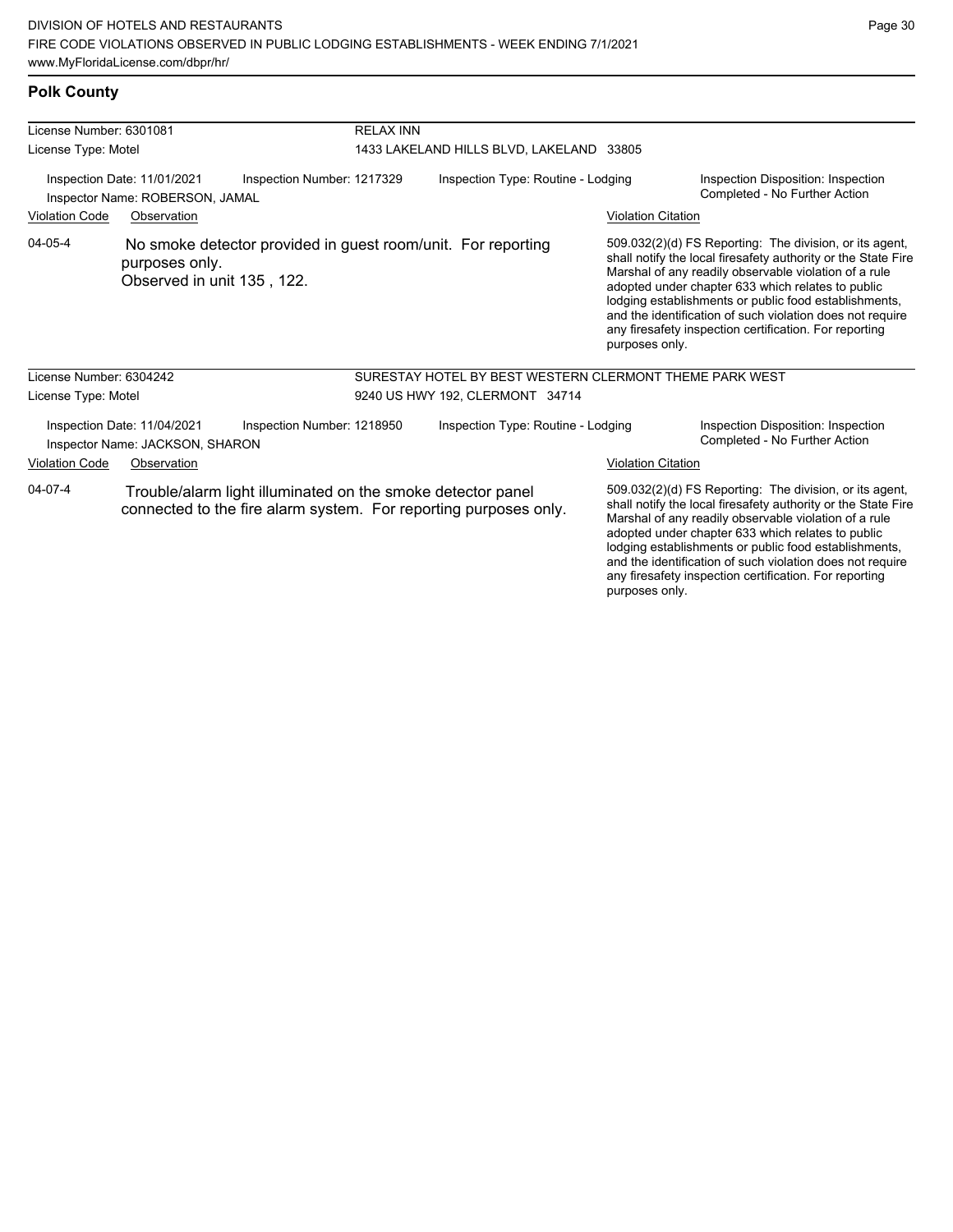## Polk County

**License Number:** 6301081 — **RELAX INN**
**License Type:** Motel — 1433 LAKELAND HILLS BLVD, LAKELAND 33805

Inspection Date: 11/01/2021 | Inspection Number: 1217329 | Inspection Type: Routine - Lodging | Inspection Disposition: Inspection Completed - No Further Action
Inspector Name: ROBERSON, JAMAL

| Violation Code | Observation | Violation Citation |
| --- | --- | --- |
| 04-05-4 | No smoke detector provided in guest room/unit. For reporting purposes only. Observed in unit 135 , 122. | 509.032(2)(d) FS Reporting: The division, or its agent, shall notify the local firesafety authority or the State Fire Marshal of any readily observable violation of a rule adopted under chapter 633 which relates to public lodging establishments or public food establishments, and the identification of such violation does not require any firesafety inspection certification. For reporting purposes only. |

**License Number:** 6304242 — **SURESTAY HOTEL BY BEST WESTERN CLERMONT THEME PARK WEST**
**License Type:** Motel — 9240 US HWY 192, CLERMONT 34714

Inspection Date: 11/04/2021 | Inspection Number: 1218950 | Inspection Type: Routine - Lodging | Inspection Disposition: Inspection Completed - No Further Action
Inspector Name: JACKSON, SHARON

| Violation Code | Observation | Violation Citation |
| --- | --- | --- |
| 04-07-4 | Trouble/alarm light illuminated on the smoke detector panel connected to the fire alarm system. For reporting purposes only. | 509.032(2)(d) FS Reporting: The division, or its agent, shall notify the local firesafety authority or the State Fire Marshal of any readily observable violation of a rule adopted under chapter 633 which relates to public lodging establishments or public food establishments, and the identification of such violation does not require any firesafety inspection certification. For reporting purposes only. |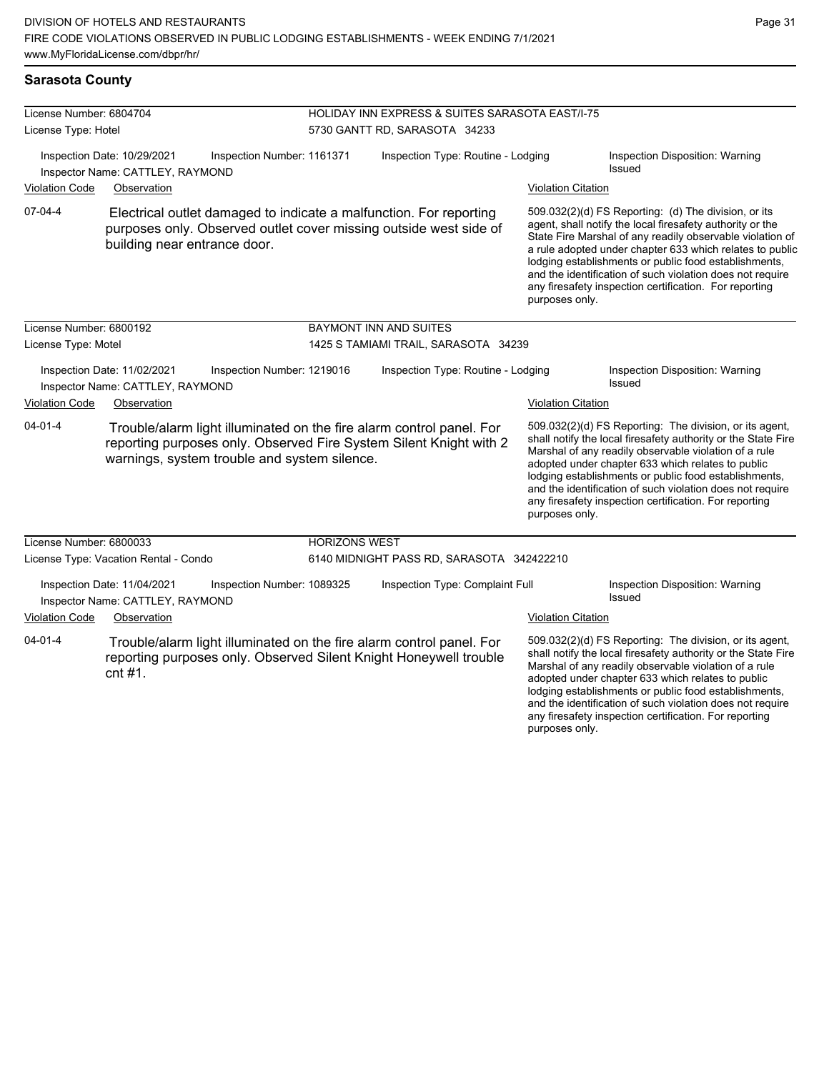## Sarasota County

**License Number:** 6804704
**License Type:** Hotel
**HOLIDAY INN EXPRESS & SUITES SARASOTA EAST/I-75**
5730 GANTT RD, SARASOTA 34233

Inspection Date: 10/29/2021 | Inspection Number: 1161371 | Inspection Type: Routine - Lodging | Inspection Disposition: Warning Issued
Inspector Name: CATTLEY, RAYMOND

| Violation Code | Observation | Violation Citation |
|---|---|---|
| 07-04-4 | Electrical outlet damaged to indicate a malfunction. For reporting purposes only. Observed outlet cover missing outside west side of building near entrance door. | 509.032(2)(d) FS Reporting: (d) The division, or its agent, shall notify the local firesafety authority or the State Fire Marshal of any readily observable violation of a rule adopted under chapter 633 which relates to public lodging establishments or public food establishments, and the identification of such violation does not require any firesafety inspection certification. For reporting purposes only. |

**License Number:** 6800192
**License Type:** Motel
**BAYMONT INN AND SUITES**
1425 S TAMIAMI TRAIL, SARASOTA 34239

Inspection Date: 11/02/2021 | Inspection Number: 1219016 | Inspection Type: Routine - Lodging | Inspection Disposition: Warning Issued
Inspector Name: CATTLEY, RAYMOND

| Violation Code | Observation | Violation Citation |
|---|---|---|
| 04-01-4 | Trouble/alarm light illuminated on the fire alarm control panel. For reporting purposes only. Observed Fire System Silent Knight with 2 warnings, system trouble and system silence. | 509.032(2)(d) FS Reporting: The division, or its agent, shall notify the local firesafety authority or the State Fire Marshal of any readily observable violation of a rule adopted under chapter 633 which relates to public lodging establishments or public food establishments, and the identification of such violation does not require any firesafety inspection certification. For reporting purposes only. |

**License Number:** 6800033
**License Type:** Vacation Rental - Condo
**HORIZONS WEST**
6140 MIDNIGHT PASS RD, SARASOTA 342422210

Inspection Date: 11/04/2021 | Inspection Number: 1089325 | Inspection Type: Complaint Full | Inspection Disposition: Warning Issued
Inspector Name: CATTLEY, RAYMOND

| Violation Code | Observation | Violation Citation |
|---|---|---|
| 04-01-4 | Trouble/alarm light illuminated on the fire alarm control panel. For reporting purposes only. Observed Silent Knight Honeywell trouble cnt #1. | 509.032(2)(d) FS Reporting: The division, or its agent, shall notify the local firesafety authority or the State Fire Marshal of any readily observable violation of a rule adopted under chapter 633 which relates to public lodging establishments or public food establishments, and the identification of such violation does not require any firesafety inspection certification. For reporting purposes only. |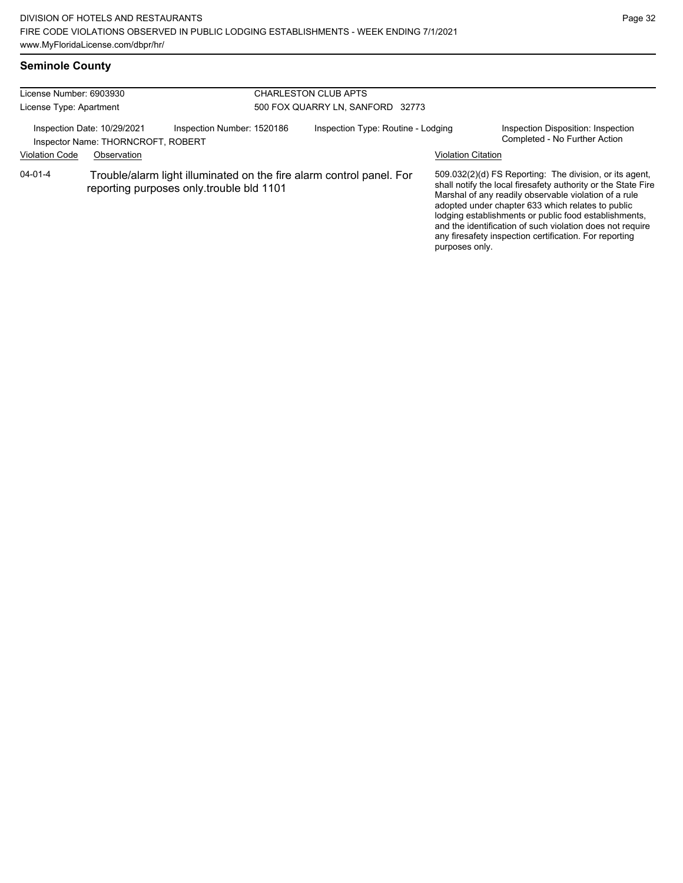## Seminole County

License Number: 6903930
License Type: Apartment

CHARLESTON CLUB APTS
500 FOX QUARRY LN, SANFORD 32773

Inspection Date: 10/29/2021
Inspector Name: THORNCROFT, ROBERT
Inspection Number: 1520186
Inspection Type: Routine - Lodging
Inspection Disposition: Inspection Completed - No Further Action

| Violation Code | Observation | Violation Citation |
| --- | --- | --- |
| 04-01-4 | Trouble/alarm light illuminated on the fire alarm control panel. For reporting purposes only.trouble bld 1101 | 509.032(2)(d) FS Reporting: The division, or its agent, shall notify the local firesafety authority or the State Fire Marshal of any readily observable violation of a rule adopted under chapter 633 which relates to public lodging establishments or public food establishments, and the identification of such violation does not require any firesafety inspection certification. For reporting purposes only. |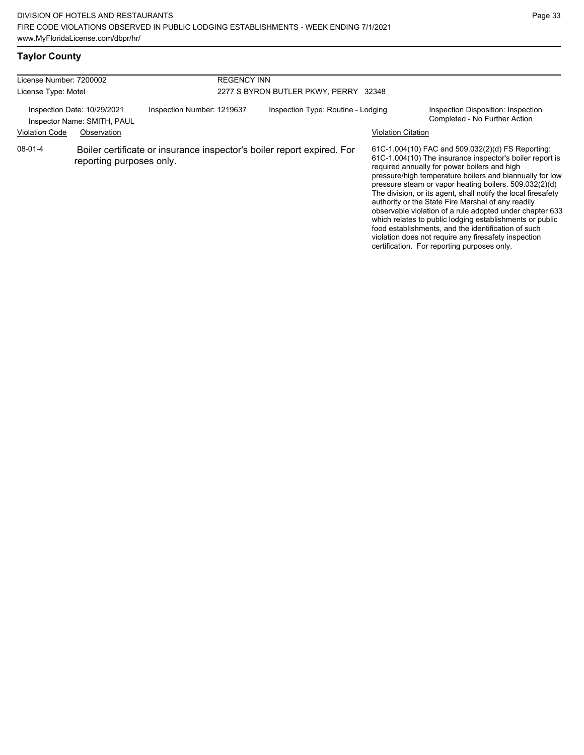## Taylor County

| License Number: 7200002 | | REGENCY INN | |
|---|---|---|---|
| License Type: Motel | | 2277 S BYRON BUTLER PKWY, PERRY 32348 | |
| Inspection Date: 10/29/2021<br>Inspector Name: SMITH, PAUL | Inspection Number: 1219637 | Inspection Type: Routine - Lodging | Inspection Disposition: Inspection Completed - No Further Action |

| Violation Code | Observation | Violation Citation |
|---|---|---|
| 08-01-4 | Boiler certificate or insurance inspector's boiler report expired. For reporting purposes only. | 61C-1.004(10) FAC and 509.032(2)(d) FS Reporting: 61C-1.004(10) The insurance inspector's boiler report is required annually for power boilers and high pressure/high temperature boilers and biannually for low pressure steam or vapor heating boilers. 509.032(2)(d) The division, or its agent, shall notify the local firesafety authority or the State Fire Marshal of any readily observable violation of a rule adopted under chapter 633 which relates to public lodging establishments or public food establishments, and the identification of such violation does not require any firesafety inspection certification. For reporting purposes only. |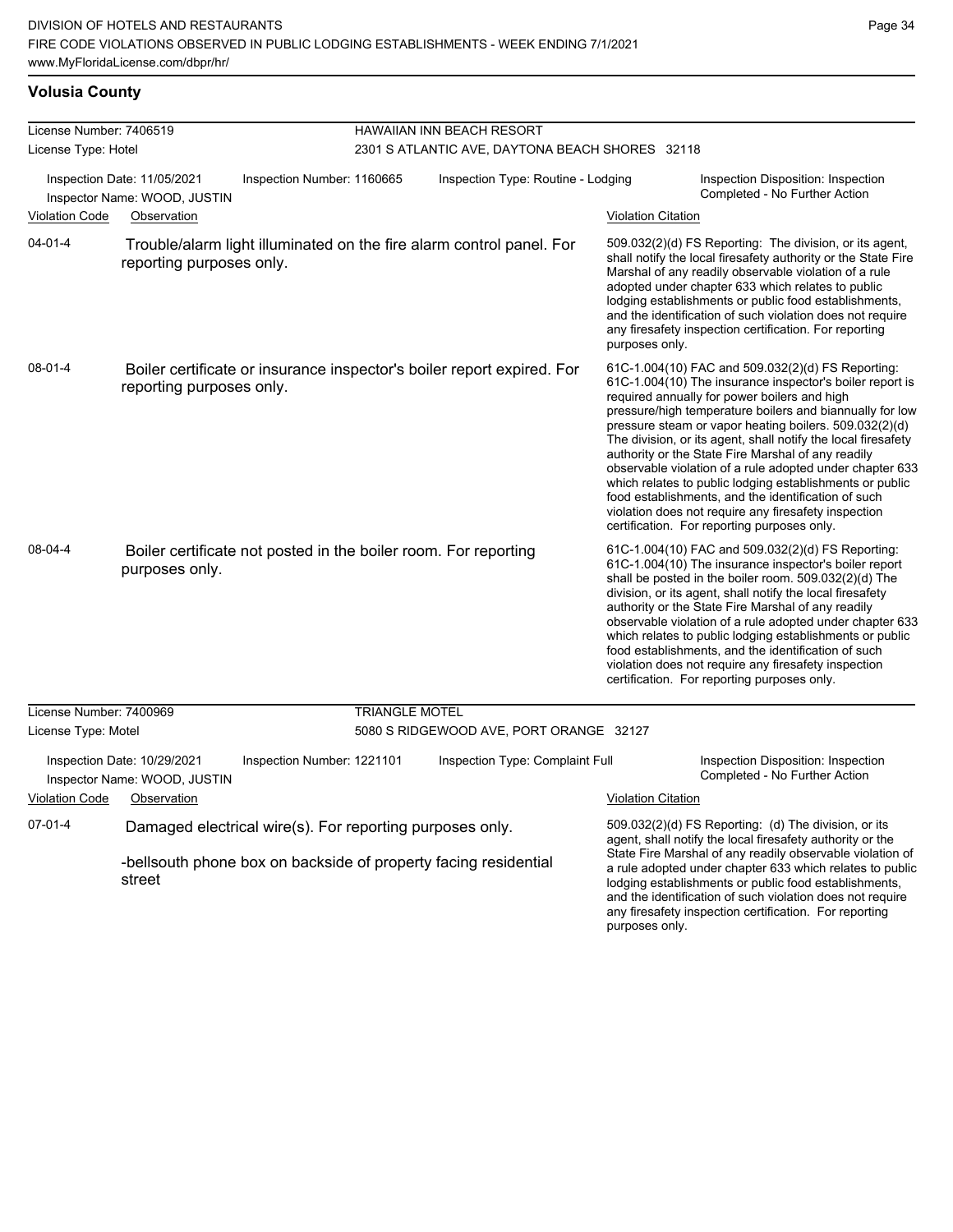## Volusia County

**License Number:** 7406519 — **HAWAIIAN INN BEACH RESORT**
**License Type:** Hotel — 2301 S ATLANTIC AVE, DAYTONA BEACH SHORES 32118

Inspection Date: 11/05/2021 | Inspection Number: 1160665 | Inspection Type: Routine - Lodging | Inspection Disposition: Inspection Completed - No Further Action
Inspector Name: WOOD, JUSTIN

| Violation Code | Observation | Violation Citation |
|---|---|---|
| 04-01-4 | Trouble/alarm light illuminated on the fire alarm control panel. For reporting purposes only. | 509.032(2)(d) FS Reporting: The division, or its agent, shall notify the local firesafety authority or the State Fire Marshal of any readily observable violation of a rule adopted under chapter 633 which relates to public lodging establishments or public food establishments, and the identification of such violation does not require any firesafety inspection certification. For reporting purposes only. |
| 08-01-4 | Boiler certificate or insurance inspector's boiler report expired. For reporting purposes only. | 61C-1.004(10) FAC and 509.032(2)(d) FS Reporting: 61C-1.004(10) The insurance inspector's boiler report is required annually for power boilers and high pressure/high temperature boilers and biannually for low pressure steam or vapor heating boilers. 509.032(2)(d) The division, or its agent, shall notify the local firesafety authority or the State Fire Marshal of any readily observable violation of a rule adopted under chapter 633 which relates to public lodging establishments or public food establishments, and the identification of such violation does not require any firesafety inspection certification. For reporting purposes only. |
| 08-04-4 | Boiler certificate not posted in the boiler room. For reporting purposes only. | 61C-1.004(10) FAC and 509.032(2)(d) FS Reporting: 61C-1.004(10) The insurance inspector's boiler report shall be posted in the boiler room. 509.032(2)(d) The division, or its agent, shall notify the local firesafety authority or the State Fire Marshal of any readily observable violation of a rule adopted under chapter 633 which relates to public lodging establishments or public food establishments, and the identification of such violation does not require any firesafety inspection certification. For reporting purposes only. |

**License Number:** 7400969 — **TRIANGLE MOTEL**
**License Type:** Motel — 5080 S RIDGEWOOD AVE, PORT ORANGE 32127

Inspection Date: 10/29/2021 | Inspection Number: 1221101 | Inspection Type: Complaint Full | Inspection Disposition: Inspection Completed - No Further Action
Inspector Name: WOOD, JUSTIN

| Violation Code | Observation | Violation Citation |
|---|---|---|
| 07-01-4 | Damaged electrical wire(s). For reporting purposes only.<br><br>-bellsouth phone box on backside of property facing residential street | 509.032(2)(d) FS Reporting: (d) The division, or its agent, shall notify the local firesafety authority or the State Fire Marshal of any readily observable violation of a rule adopted under chapter 633 which relates to public lodging establishments or public food establishments, and the identification of such violation does not require any firesafety inspection certification. For reporting purposes only. |